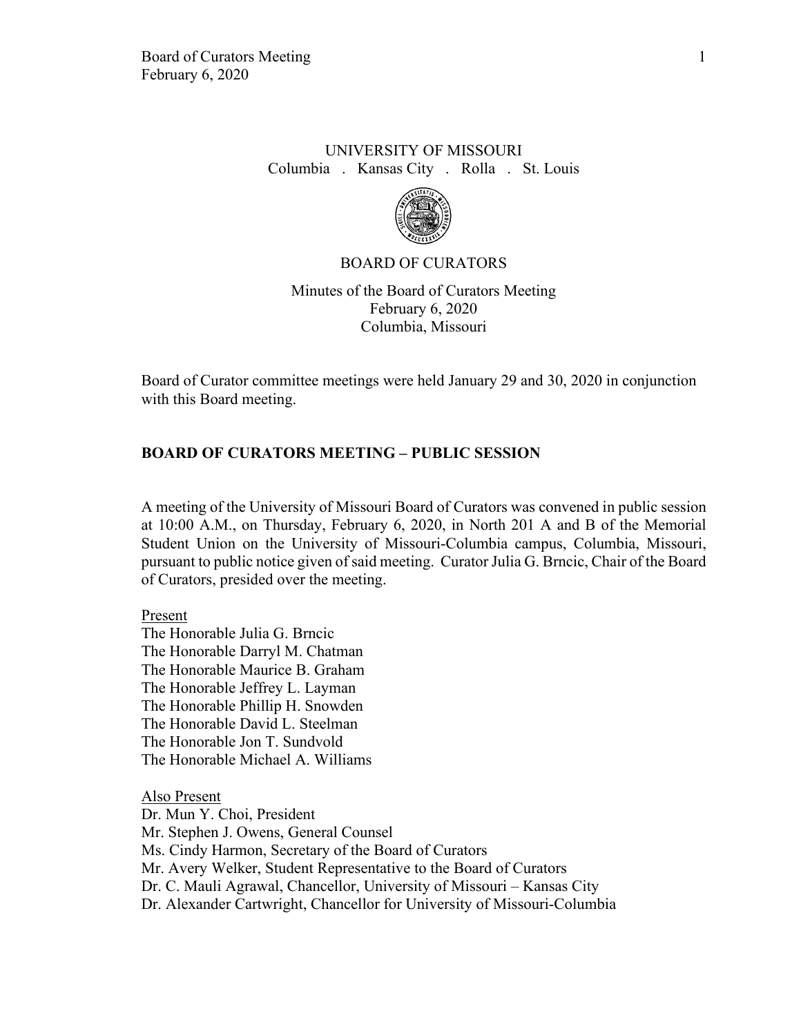UNIVERSITY OF MISSOURI
Columbia . Kansas City . Rolla . St. Louis

BOARD OF CURATORS

Minutes of the Board of Curators Meeting
February 6, 2020
Columbia, Missouri

Board of Curator committee meetings were held January 29 and 30, 2020 in conjunction with this Board meeting.

## BOARD OF CURATORS MEETING – PUBLIC SESSION

A meeting of the University of Missouri Board of Curators was convened in public session at 10:00 A.M., on Thursday, February 6, 2020, in North 201 A and B of the Memorial Student Union on the University of Missouri-Columbia campus, Columbia, Missouri, pursuant to public notice given of said meeting. Curator Julia G. Brncic, Chair of the Board of Curators, presided over the meeting.

Present

The Honorable Julia G. Brncic
The Honorable Darryl M. Chatman
The Honorable Maurice B. Graham
The Honorable Jeffrey L. Layman
The Honorable Phillip H. Snowden
The Honorable David L. Steelman
The Honorable Jon T. Sundvold
The Honorable Michael A. Williams

Also Present

Dr. Mun Y. Choi, President
Mr. Stephen J. Owens, General Counsel
Ms. Cindy Harmon, Secretary of the Board of Curators
Mr. Avery Welker, Student Representative to the Board of Curators
Dr. C. Mauli Agrawal, Chancellor, University of Missouri – Kansas City
Dr. Alexander Cartwright, Chancellor for University of Missouri-Columbia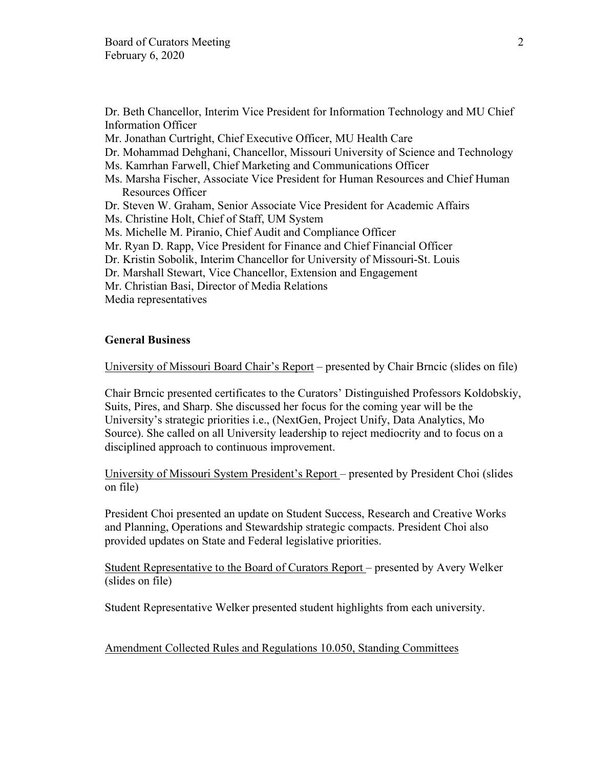Dr. Beth Chancellor, Interim Vice President for Information Technology and MU Chief Information Officer
Mr. Jonathan Curtright, Chief Executive Officer, MU Health Care
Dr. Mohammad Dehghani, Chancellor, Missouri University of Science and Technology
Ms. Kamrhan Farwell, Chief Marketing and Communications Officer
Ms. Marsha Fischer, Associate Vice President for Human Resources and Chief Human Resources Officer
Dr. Steven W. Graham, Senior Associate Vice President for Academic Affairs
Ms. Christine Holt, Chief of Staff, UM System
Ms. Michelle M. Piranio, Chief Audit and Compliance Officer
Mr. Ryan D. Rapp, Vice President for Finance and Chief Financial Officer
Dr. Kristin Sobolik, Interim Chancellor for University of Missouri-St. Louis
Dr. Marshall Stewart, Vice Chancellor, Extension and Engagement
Mr. Christian Basi, Director of Media Relations
Media representatives

**General Business**

University of Missouri Board Chair's Report – presented by Chair Brncic (slides on file)

Chair Brncic presented certificates to the Curators' Distinguished Professors Koldobskiy, Suits, Pires, and Sharp. She discussed her focus for the coming year will be the University's strategic priorities i.e., (NextGen, Project Unify, Data Analytics, Mo Source). She called on all University leadership to reject mediocrity and to focus on a disciplined approach to continuous improvement.

University of Missouri System President's Report – presented by President Choi (slides on file)

President Choi presented an update on Student Success, Research and Creative Works and Planning, Operations and Stewardship strategic compacts. President Choi also provided updates on State and Federal legislative priorities.

Student Representative to the Board of Curators Report – presented by Avery Welker (slides on file)

Student Representative Welker presented student highlights from each university.

Amendment Collected Rules and Regulations 10.050, Standing Committees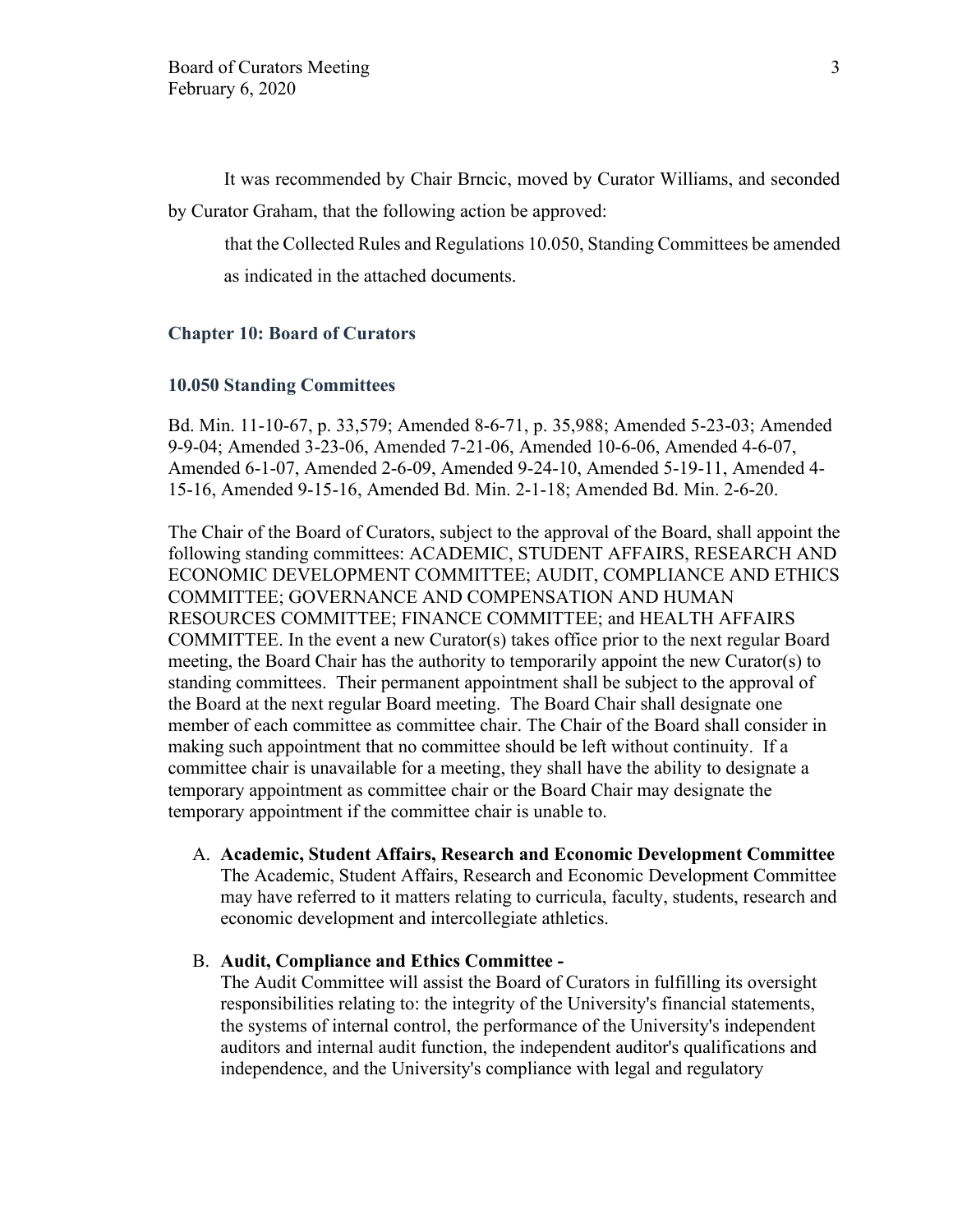It was recommended by Chair Brncic, moved by Curator Williams, and seconded by Curator Graham, that the following action be approved:

> that the Collected Rules and Regulations 10.050, Standing Committees be amended as indicated in the attached documents.

### Chapter 10: Board of Curators

#### 10.050 Standing Committees

Bd. Min. 11-10-67, p. 33,579; Amended 8-6-71, p. 35,988; Amended 5-23-03; Amended 9-9-04; Amended 3-23-06, Amended 7-21-06, Amended 10-6-06, Amended 4-6-07, Amended 6-1-07, Amended 2-6-09, Amended 9-24-10, Amended 5-19-11, Amended 4-15-16, Amended 9-15-16, Amended Bd. Min. 2-1-18; Amended Bd. Min. 2-6-20.

The Chair of the Board of Curators, subject to the approval of the Board, shall appoint the following standing committees: ACADEMIC, STUDENT AFFAIRS, RESEARCH AND ECONOMIC DEVELOPMENT COMMITTEE; AUDIT, COMPLIANCE AND ETHICS COMMITTEE; GOVERNANCE AND COMPENSATION AND HUMAN RESOURCES COMMITTEE; FINANCE COMMITTEE; and HEALTH AFFAIRS COMMITTEE. In the event a new Curator(s) takes office prior to the next regular Board meeting, the Board Chair has the authority to temporarily appoint the new Curator(s) to standing committees. Their permanent appointment shall be subject to the approval of the Board at the next regular Board meeting. The Board Chair shall designate one member of each committee as committee chair. The Chair of the Board shall consider in making such appointment that no committee should be left without continuity. If a committee chair is unavailable for a meeting, they shall have the ability to designate a temporary appointment as committee chair or the Board Chair may designate the temporary appointment if the committee chair is unable to.

A. **Academic, Student Affairs, Research and Economic Development Committee**
   The Academic, Student Affairs, Research and Economic Development Committee may have referred to it matters relating to curricula, faculty, students, research and economic development and intercollegiate athletics.

B. **Audit, Compliance and Ethics Committee -**
   The Audit Committee will assist the Board of Curators in fulfilling its oversight responsibilities relating to: the integrity of the University's financial statements, the systems of internal control, the performance of the University's independent auditors and internal audit function, the independent auditor's qualifications and independence, and the University's compliance with legal and regulatory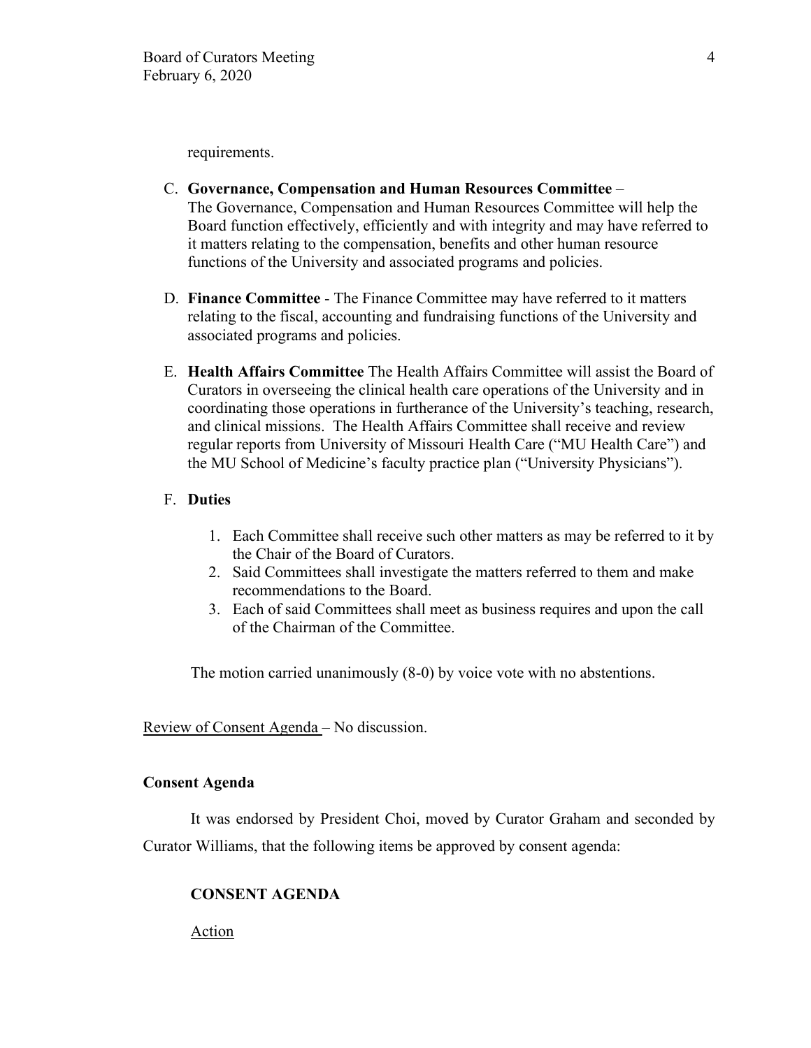requirements.

C. **Governance, Compensation and Human Resources Committee** –
   The Governance, Compensation and Human Resources Committee will help the Board function effectively, efficiently and with integrity and may have referred to it matters relating to the compensation, benefits and other human resource functions of the University and associated programs and policies.

D. **Finance Committee** - The Finance Committee may have referred to it matters relating to the fiscal, accounting and fundraising functions of the University and associated programs and policies.

E. **Health Affairs Committee** The Health Affairs Committee will assist the Board of Curators in overseeing the clinical health care operations of the University and in coordinating those operations in furtherance of the University's teaching, research, and clinical missions. The Health Affairs Committee shall receive and review regular reports from University of Missouri Health Care ("MU Health Care") and the MU School of Medicine's faculty practice plan ("University Physicians").

F. **Duties**

   1. Each Committee shall receive such other matters as may be referred to it by the Chair of the Board of Curators.
   2. Said Committees shall investigate the matters referred to them and make recommendations to the Board.
   3. Each of said Committees shall meet as business requires and upon the call of the Chairman of the Committee.

The motion carried unanimously (8-0) by voice vote with no abstentions.

Review of Consent Agenda – No discussion.

**Consent Agenda**

It was endorsed by President Choi, moved by Curator Graham and seconded by Curator Williams, that the following items be approved by consent agenda:

**CONSENT AGENDA**

Action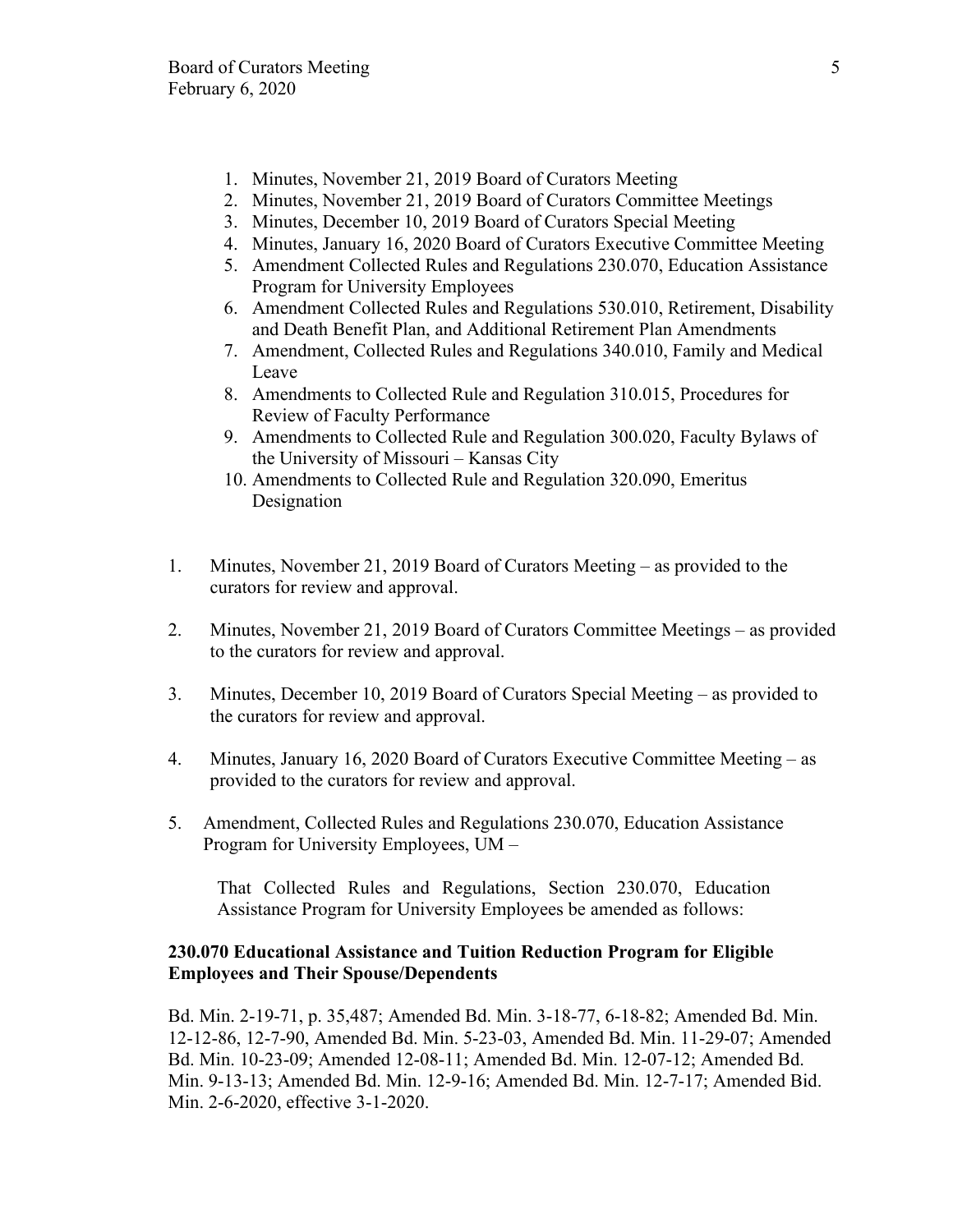1. Minutes, November 21, 2019 Board of Curators Meeting
2. Minutes, November 21, 2019 Board of Curators Committee Meetings
3. Minutes, December 10, 2019 Board of Curators Special Meeting
4. Minutes, January 16, 2020 Board of Curators Executive Committee Meeting
5. Amendment Collected Rules and Regulations 230.070, Education Assistance Program for University Employees
6. Amendment Collected Rules and Regulations 530.010, Retirement, Disability and Death Benefit Plan, and Additional Retirement Plan Amendments
7. Amendment, Collected Rules and Regulations 340.010, Family and Medical Leave
8. Amendments to Collected Rule and Regulation 310.015, Procedures for Review of Faculty Performance
9. Amendments to Collected Rule and Regulation 300.020, Faculty Bylaws of the University of Missouri – Kansas City
10. Amendments to Collected Rule and Regulation 320.090, Emeritus Designation

1. Minutes, November 21, 2019 Board of Curators Meeting – as provided to the curators for review and approval.

2. Minutes, November 21, 2019 Board of Curators Committee Meetings – as provided to the curators for review and approval.

3. Minutes, December 10, 2019 Board of Curators Special Meeting – as provided to the curators for review and approval.

4. Minutes, January 16, 2020 Board of Curators Executive Committee Meeting – as provided to the curators for review and approval.

5. Amendment, Collected Rules and Regulations 230.070, Education Assistance Program for University Employees, UM –

   That Collected Rules and Regulations, Section 230.070, Education Assistance Program for University Employees be amended as follows:

**230.070 Educational Assistance and Tuition Reduction Program for Eligible Employees and Their Spouse/Dependents**

Bd. Min. 2-19-71, p. 35,487; Amended Bd. Min. 3-18-77, 6-18-82; Amended Bd. Min. 12-12-86, 12-7-90, Amended Bd. Min. 5-23-03, Amended Bd. Min. 11-29-07; Amended Bd. Min. 10-23-09; Amended 12-08-11; Amended Bd. Min. 12-07-12; Amended Bd. Min. 9-13-13; Amended Bd. Min. 12-9-16; Amended Bd. Min. 12-7-17; Amended Bid. Min. 2-6-2020, effective 3-1-2020.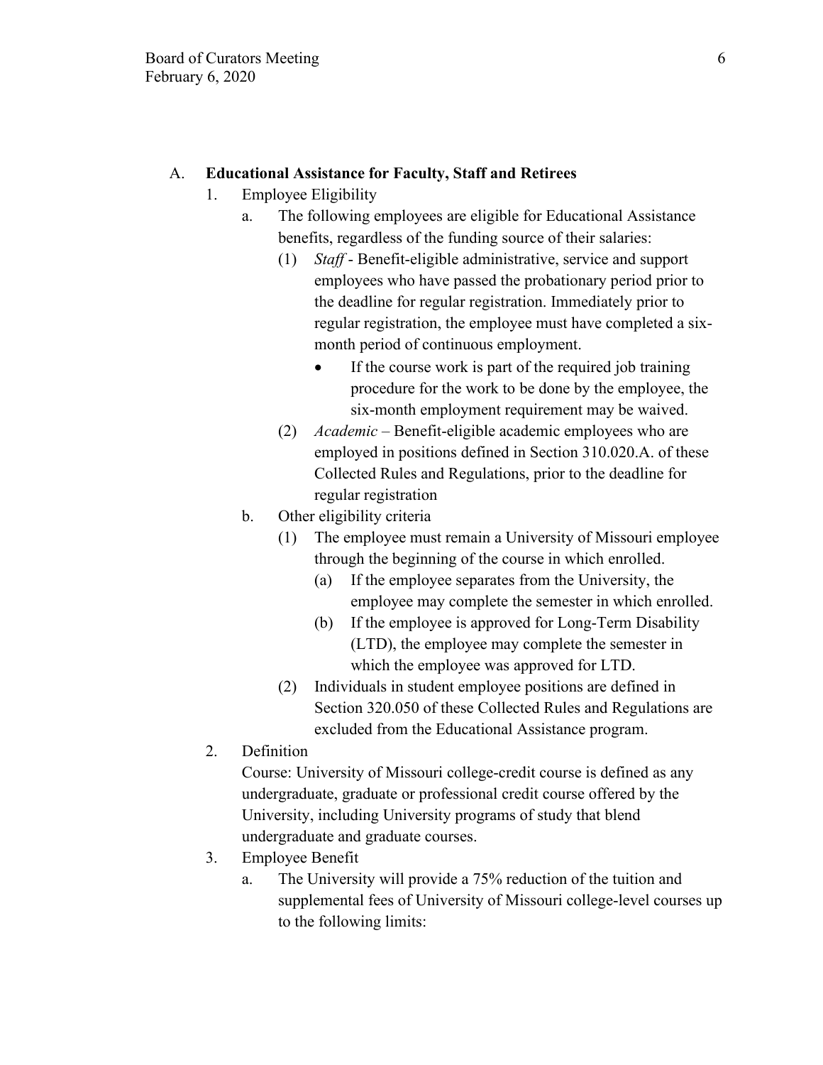A. **Educational Assistance for Faculty, Staff and Retirees**

1. Employee Eligibility
   a. The following employees are eligible for Educational Assistance benefits, regardless of the funding source of their salaries:
      (1) *Staff* - Benefit-eligible administrative, service and support employees who have passed the probationary period prior to the deadline for regular registration. Immediately prior to regular registration, the employee must have completed a six-month period of continuous employment.
         - If the course work is part of the required job training procedure for the work to be done by the employee, the six-month employment requirement may be waived.

      (2) *Academic* – Benefit-eligible academic employees who are employed in positions defined in Section 310.020.A. of these Collected Rules and Regulations, prior to the deadline for regular registration

   b. Other eligibility criteria
      (1) The employee must remain a University of Missouri employee through the beginning of the course in which enrolled.
         (a) If the employee separates from the University, the employee may complete the semester in which enrolled.
         (b) If the employee is approved for Long-Term Disability (LTD), the employee may complete the semester in which the employee was approved for LTD.

      (2) Individuals in student employee positions are defined in Section 320.050 of these Collected Rules and Regulations are excluded from the Educational Assistance program.

2. Definition
   Course: University of Missouri college-credit course is defined as any undergraduate, graduate or professional credit course offered by the University, including University programs of study that blend undergraduate and graduate courses.

3. Employee Benefit
   a. The University will provide a 75% reduction of the tuition and supplemental fees of University of Missouri college-level courses up to the following limits: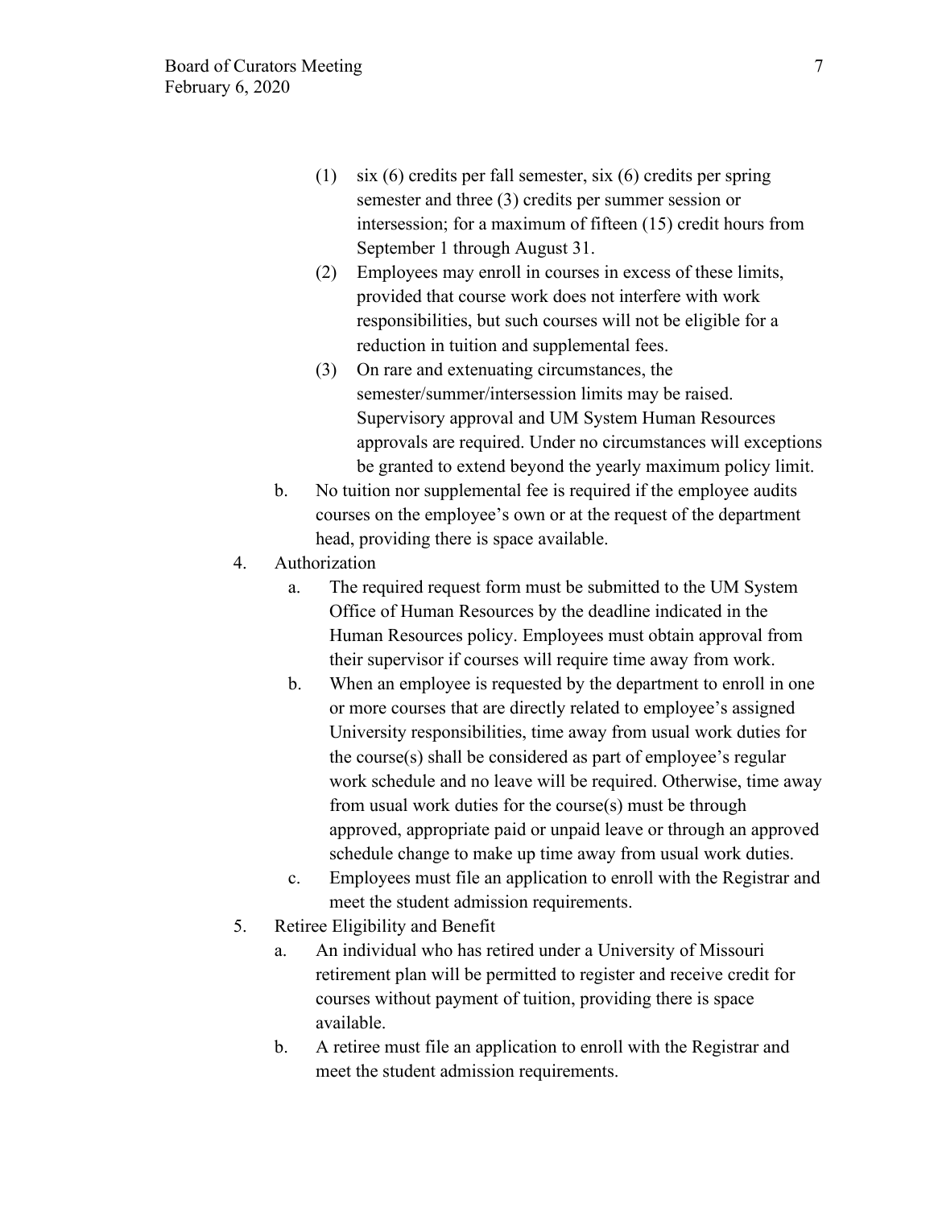(1) six (6) credits per fall semester, six (6) credits per spring semester and three (3) credits per summer session or intersession; for a maximum of fifteen (15) credit hours from September 1 through August 31.

(2) Employees may enroll in courses in excess of these limits, provided that course work does not interfere with work responsibilities, but such courses will not be eligible for a reduction in tuition and supplemental fees.

(3) On rare and extenuating circumstances, the semester/summer/intersession limits may be raised. Supervisory approval and UM System Human Resources approvals are required. Under no circumstances will exceptions be granted to extend beyond the yearly maximum policy limit.

b. No tuition nor supplemental fee is required if the employee audits courses on the employee's own or at the request of the department head, providing there is space available.

4. Authorization

a. The required request form must be submitted to the UM System Office of Human Resources by the deadline indicated in the Human Resources policy. Employees must obtain approval from their supervisor if courses will require time away from work.

b. When an employee is requested by the department to enroll in one or more courses that are directly related to employee's assigned University responsibilities, time away from usual work duties for the course(s) shall be considered as part of employee's regular work schedule and no leave will be required. Otherwise, time away from usual work duties for the course(s) must be through approved, appropriate paid or unpaid leave or through an approved schedule change to make up time away from usual work duties.

c. Employees must file an application to enroll with the Registrar and meet the student admission requirements.

5. Retiree Eligibility and Benefit

a. An individual who has retired under a University of Missouri retirement plan will be permitted to register and receive credit for courses without payment of tuition, providing there is space available.

b. A retiree must file an application to enroll with the Registrar and meet the student admission requirements.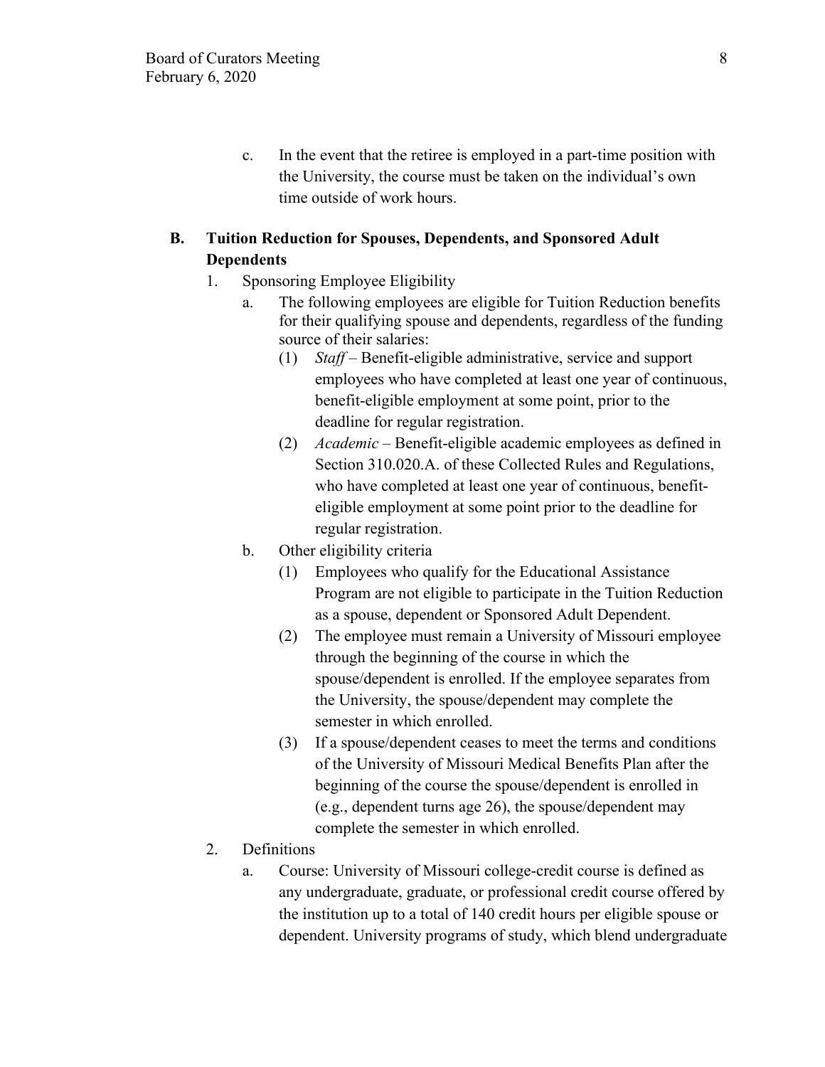c. In the event that the retiree is employed in a part-time position with the University, the course must be taken on the individual's own time outside of work hours.

**B. Tuition Reduction for Spouses, Dependents, and Sponsored Adult Dependents**

1. Sponsoring Employee Eligibility
   a. The following employees are eligible for Tuition Reduction benefits for their qualifying spouse and dependents, regardless of the funding source of their salaries:
      (1) *Staff* – Benefit-eligible administrative, service and support employees who have completed at least one year of continuous, benefit-eligible employment at some point, prior to the deadline for regular registration.
      (2) *Academic* – Benefit-eligible academic employees as defined in Section 310.020.A. of these Collected Rules and Regulations, who have completed at least one year of continuous, benefit-eligible employment at some point prior to the deadline for regular registration.
   b. Other eligibility criteria
      (1) Employees who qualify for the Educational Assistance Program are not eligible to participate in the Tuition Reduction as a spouse, dependent or Sponsored Adult Dependent.
      (2) The employee must remain a University of Missouri employee through the beginning of the course in which the spouse/dependent is enrolled. If the employee separates from the University, the spouse/dependent may complete the semester in which enrolled.
      (3) If a spouse/dependent ceases to meet the terms and conditions of the University of Missouri Medical Benefits Plan after the beginning of the course the spouse/dependent is enrolled in (e.g., dependent turns age 26), the spouse/dependent may complete the semester in which enrolled.
2. Definitions
   a. Course: University of Missouri college-credit course is defined as any undergraduate, graduate, or professional credit course offered by the institution up to a total of 140 credit hours per eligible spouse or dependent. University programs of study, which blend undergraduate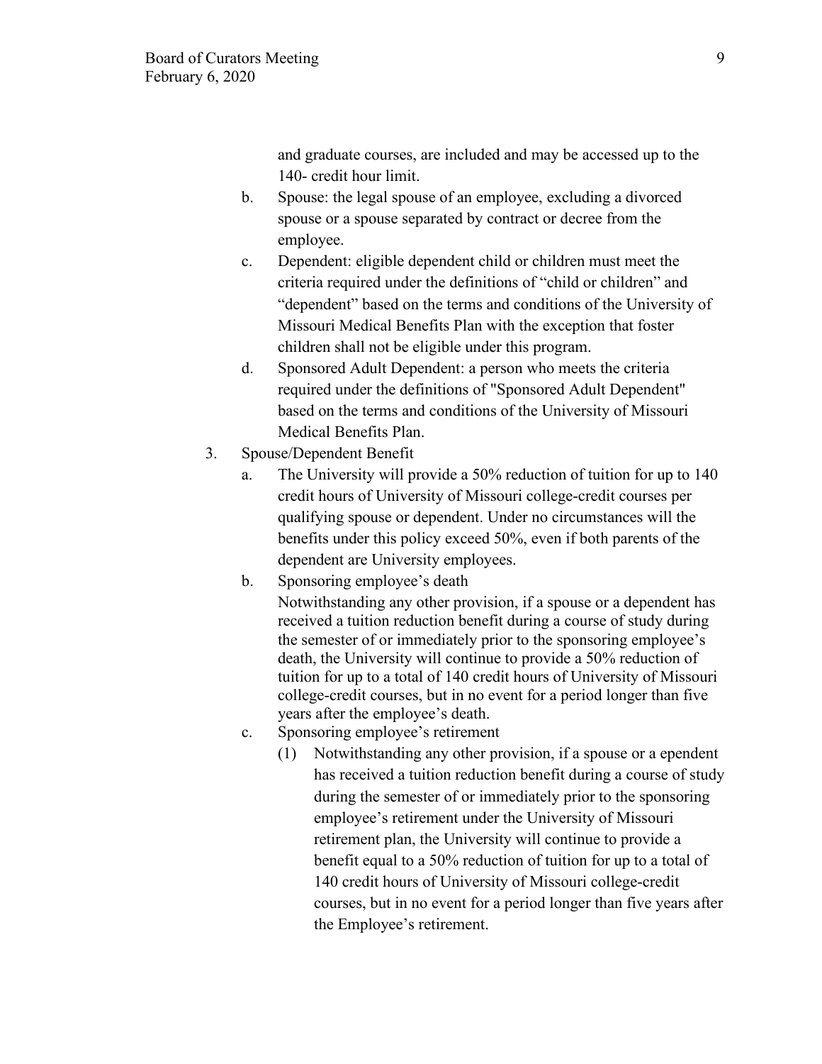and graduate courses, are included and may be accessed up to the 140- credit hour limit.

b. Spouse: the legal spouse of an employee, excluding a divorced spouse or a spouse separated by contract or decree from the employee.

c. Dependent: eligible dependent child or children must meet the criteria required under the definitions of "child or children" and "dependent" based on the terms and conditions of the University of Missouri Medical Benefits Plan with the exception that foster children shall not be eligible under this program.

d. Sponsored Adult Dependent: a person who meets the criteria required under the definitions of "Sponsored Adult Dependent" based on the terms and conditions of the University of Missouri Medical Benefits Plan.

3. Spouse/Dependent Benefit

   a. The University will provide a 50% reduction of tuition for up to 140 credit hours of University of Missouri college-credit courses per qualifying spouse or dependent. Under no circumstances will the benefits under this policy exceed 50%, even if both parents of the dependent are University employees.

   b. Sponsoring employee's death
      Notwithstanding any other provision, if a spouse or a dependent has received a tuition reduction benefit during a course of study during the semester of or immediately prior to the sponsoring employee's death, the University will continue to provide a 50% reduction of tuition for up to a total of 140 credit hours of University of Missouri college-credit courses, but in no event for a period longer than five years after the employee's death.

   c. Sponsoring employee's retirement

      (1) Notwithstanding any other provision, if a spouse or a ependent has received a tuition reduction benefit during a course of study during the semester of or immediately prior to the sponsoring employee's retirement under the University of Missouri retirement plan, the University will continue to provide a benefit equal to a 50% reduction of tuition for up to a total of 140 credit hours of University of Missouri college-credit courses, but in no event for a period longer than five years after the Employee's retirement.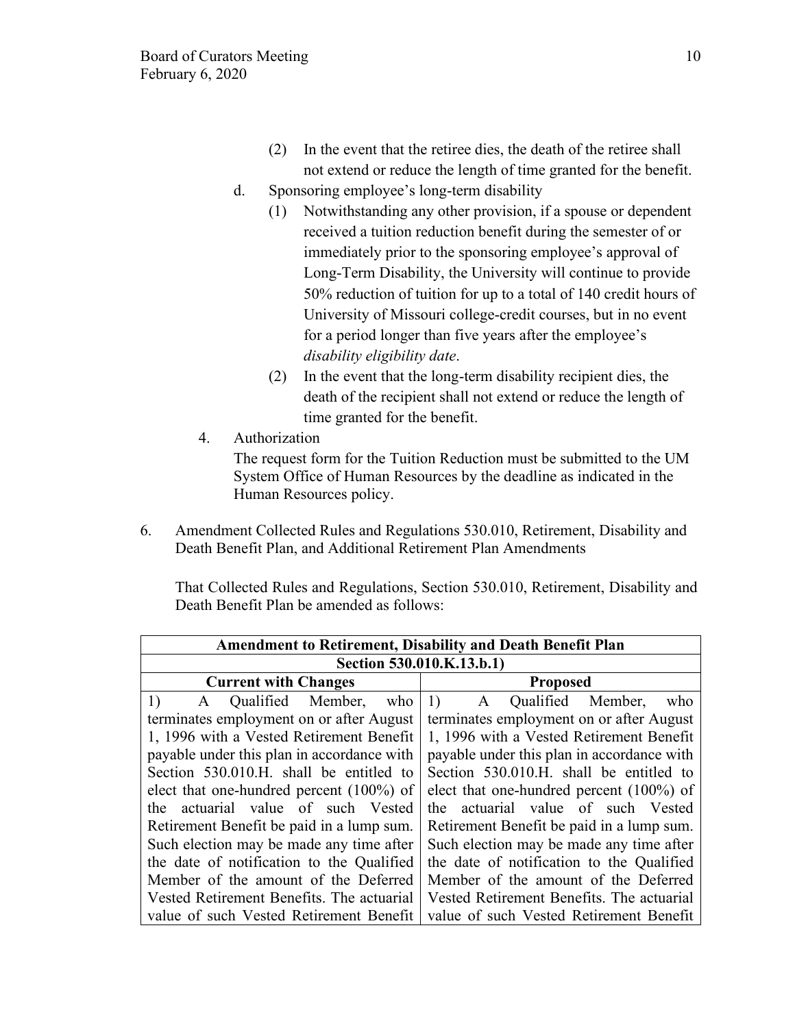(2) In the event that the retiree dies, the death of the retiree shall not extend or reduce the length of time granted for the benefit.

d. Sponsoring employee's long-term disability

(1) Notwithstanding any other provision, if a spouse or dependent received a tuition reduction benefit during the semester of or immediately prior to the sponsoring employee's approval of Long-Term Disability, the University will continue to provide 50% reduction of tuition for up to a total of 140 credit hours of University of Missouri college-credit courses, but in no event for a period longer than five years after the employee's *disability eligibility date*.

(2) In the event that the long-term disability recipient dies, the death of the recipient shall not extend or reduce the length of time granted for the benefit.

4. Authorization

The request form for the Tuition Reduction must be submitted to the UM System Office of Human Resources by the deadline as indicated in the Human Resources policy.

6. Amendment Collected Rules and Regulations 530.010, Retirement, Disability and Death Benefit Plan, and Additional Retirement Plan Amendments

That Collected Rules and Regulations, Section 530.010, Retirement, Disability and Death Benefit Plan be amended as follows:

| **Amendment to Retirement, Disability and Death Benefit Plan** | |
|---|---|
| **Section 530.010.K.13.b.1)** | |
| **Current with Changes** | **Proposed** |
| 1) A Qualified Member, who terminates employment on or after August 1, 1996 with a Vested Retirement Benefit payable under this plan in accordance with Section 530.010.H. shall be entitled to elect that one-hundred percent (100%) of the actuarial value of such Vested Retirement Benefit be paid in a lump sum. Such election may be made any time after the date of notification to the Qualified Member of the amount of the Deferred Vested Retirement Benefits. The actuarial value of such Vested Retirement Benefit | 1) A Qualified Member, who terminates employment on or after August 1, 1996 with a Vested Retirement Benefit payable under this plan in accordance with Section 530.010.H. shall be entitled to elect that one-hundred percent (100%) of the actuarial value of such Vested Retirement Benefit be paid in a lump sum. Such election may be made any time after the date of notification to the Qualified Member of the amount of the Deferred Vested Retirement Benefits. The actuarial value of such Vested Retirement Benefit |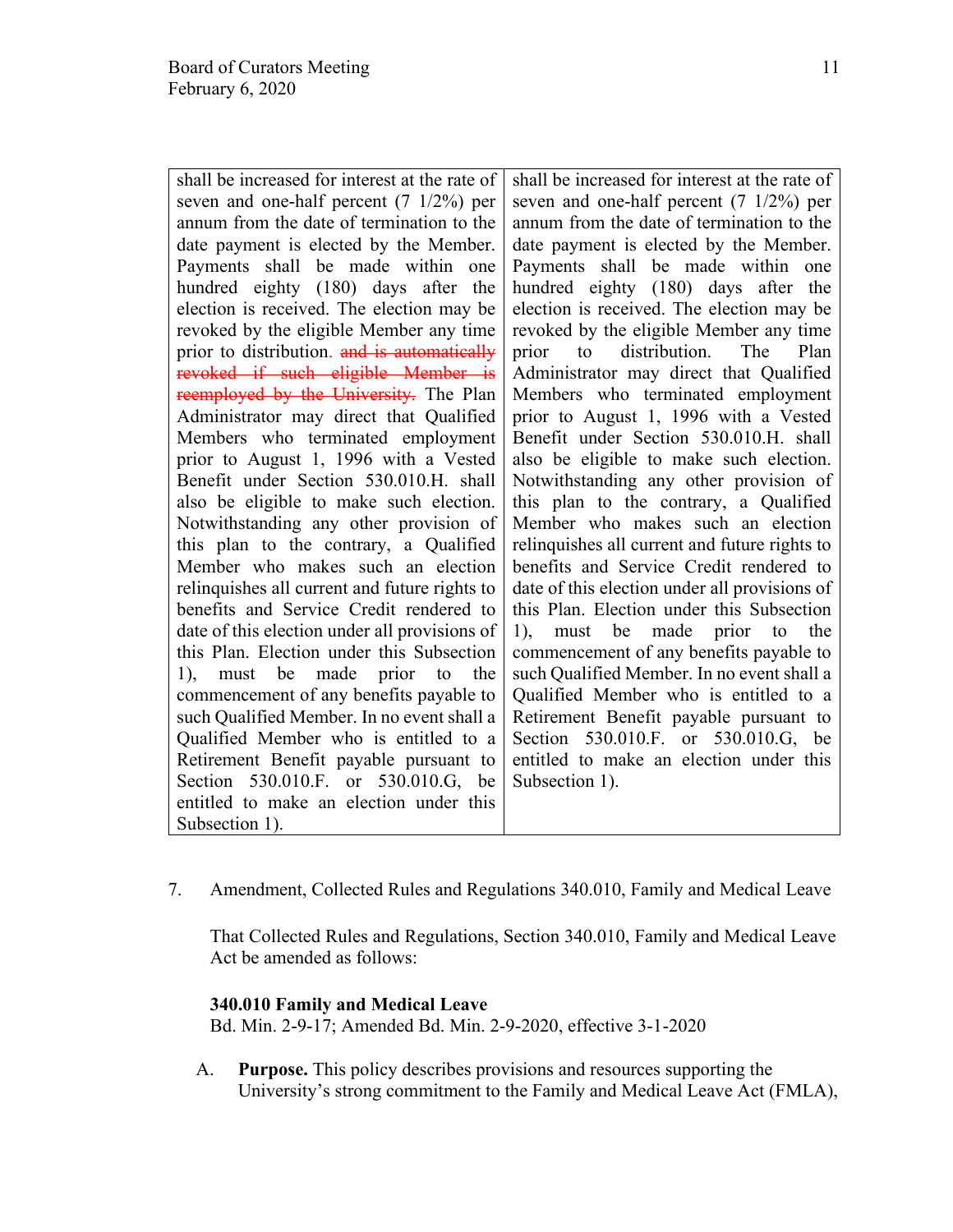| | |
|---|---|
| shall be increased for interest at the rate of seven and one-half percent (7 1/2%) per annum from the date of termination to the date payment is elected by the Member. Payments shall be made within one hundred eighty (180) days after the election is received. The election may be revoked by the eligible Member any time prior to distribution. ~~and is automatically revoked if such eligible Member is reemployed by the University.~~ The Plan Administrator may direct that Qualified Members who terminated employment prior to August 1, 1996 with a Vested Benefit under Section 530.010.H. shall also be eligible to make such election. Notwithstanding any other provision of this plan to the contrary, a Qualified Member who makes such an election relinquishes all current and future rights to benefits and Service Credit rendered to date of this election under all provisions of this Plan. Election under this Subsection 1), must be made prior to the commencement of any benefits payable to such Qualified Member. In no event shall a Qualified Member who is entitled to a Retirement Benefit payable pursuant to Section 530.010.F. or 530.010.G, be entitled to make an election under this Subsection 1). | shall be increased for interest at the rate of seven and one-half percent (7 1/2%) per annum from the date of termination to the date payment is elected by the Member. Payments shall be made within one hundred eighty (180) days after the election is received. The election may be revoked by the eligible Member any time prior to distribution. The Plan Administrator may direct that Qualified Members who terminated employment prior to August 1, 1996 with a Vested Benefit under Section 530.010.H. shall also be eligible to make such election. Notwithstanding any other provision of this plan to the contrary, a Qualified Member who makes such an election relinquishes all current and future rights to benefits and Service Credit rendered to date of this election under all provisions of this Plan. Election under this Subsection 1), must be made prior to the commencement of any benefits payable to such Qualified Member. In no event shall a Qualified Member who is entitled to a Retirement Benefit payable pursuant to Section 530.010.F. or 530.010.G, be entitled to make an election under this Subsection 1). |

7. Amendment, Collected Rules and Regulations 340.010, Family and Medical Leave

   That Collected Rules and Regulations, Section 340.010, Family and Medical Leave Act be amended as follows:

   **340.010 Family and Medical Leave**
   Bd. Min. 2-9-17; Amended Bd. Min. 2-9-2020, effective 3-1-2020

   A. **Purpose.** This policy describes provisions and resources supporting the University's strong commitment to the Family and Medical Leave Act (FMLA),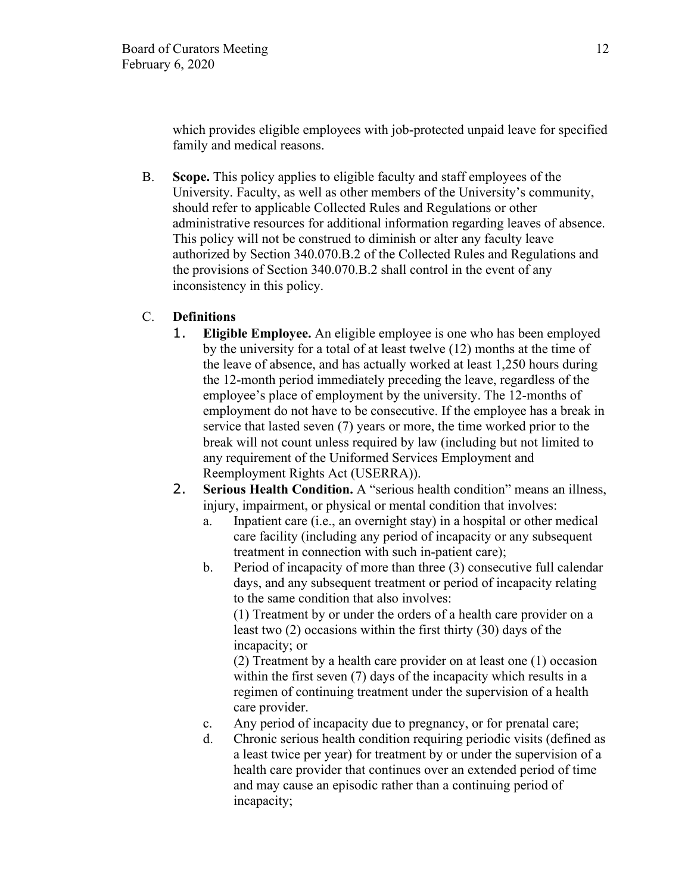which provides eligible employees with job-protected unpaid leave for specified family and medical reasons.

B. **Scope.** This policy applies to eligible faculty and staff employees of the University. Faculty, as well as other members of the University's community, should refer to applicable Collected Rules and Regulations or other administrative resources for additional information regarding leaves of absence. This policy will not be construed to diminish or alter any faculty leave authorized by Section 340.070.B.2 of the Collected Rules and Regulations and the provisions of Section 340.070.B.2 shall control in the event of any inconsistency in this policy.

C. **Definitions**

1. **Eligible Employee.** An eligible employee is one who has been employed by the university for a total of at least twelve (12) months at the time of the leave of absence, and has actually worked at least 1,250 hours during the 12-month period immediately preceding the leave, regardless of the employee's place of employment by the university. The 12-months of employment do not have to be consecutive. If the employee has a break in service that lasted seven (7) years or more, the time worked prior to the break will not count unless required by law (including but not limited to any requirement of the Uniformed Services Employment and Reemployment Rights Act (USERRA)).
2. **Serious Health Condition.** A "serious health condition" means an illness, injury, impairment, or physical or mental condition that involves:
   a. Inpatient care (i.e., an overnight stay) in a hospital or other medical care facility (including any period of incapacity or any subsequent treatment in connection with such in-patient care);
   b. Period of incapacity of more than three (3) consecutive full calendar days, and any subsequent treatment or period of incapacity relating to the same condition that also involves:
      (1) Treatment by or under the orders of a health care provider on a least two (2) occasions within the first thirty (30) days of the incapacity; or
      (2) Treatment by a health care provider on at least one (1) occasion within the first seven (7) days of the incapacity which results in a regimen of continuing treatment under the supervision of a health care provider.
   c. Any period of incapacity due to pregnancy, or for prenatal care;
   d. Chronic serious health condition requiring periodic visits (defined as a least twice per year) for treatment by or under the supervision of a health care provider that continues over an extended period of time and may cause an episodic rather than a continuing period of incapacity;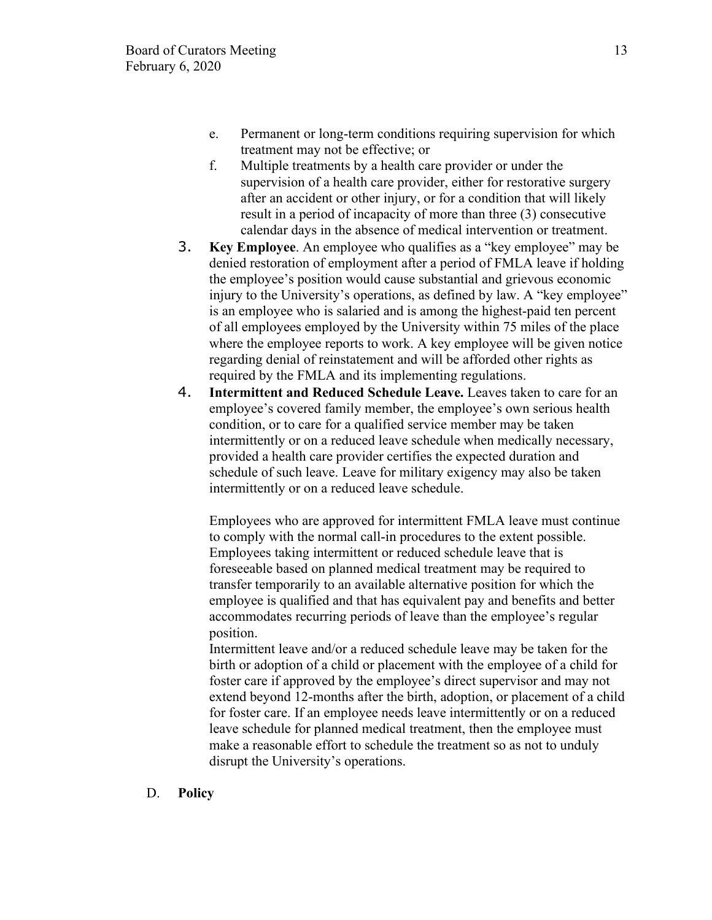e. Permanent or long-term conditions requiring supervision for which treatment may not be effective; or
f. Multiple treatments by a health care provider or under the supervision of a health care provider, either for restorative surgery after an accident or other injury, or for a condition that will likely result in a period of incapacity of more than three (3) consecutive calendar days in the absence of medical intervention or treatment.

3. **Key Employee**. An employee who qualifies as a "key employee" may be denied restoration of employment after a period of FMLA leave if holding the employee's position would cause substantial and grievous economic injury to the University's operations, as defined by law. A "key employee" is an employee who is salaried and is among the highest-paid ten percent of all employees employed by the University within 75 miles of the place where the employee reports to work. A key employee will be given notice regarding denial of reinstatement and will be afforded other rights as required by the FMLA and its implementing regulations.

4. **Intermittent and Reduced Schedule Leave.** Leaves taken to care for an employee's covered family member, the employee's own serious health condition, or to care for a qualified service member may be taken intermittently or on a reduced leave schedule when medically necessary, provided a health care provider certifies the expected duration and schedule of such leave. Leave for military exigency may also be taken intermittently or on a reduced leave schedule.

   Employees who are approved for intermittent FMLA leave must continue to comply with the normal call-in procedures to the extent possible. Employees taking intermittent or reduced schedule leave that is foreseeable based on planned medical treatment may be required to transfer temporarily to an available alternative position for which the employee is qualified and that has equivalent pay and benefits and better accommodates recurring periods of leave than the employee's regular position.

   Intermittent leave and/or a reduced schedule leave may be taken for the birth or adoption of a child or placement with the employee of a child for foster care if approved by the employee's direct supervisor and may not extend beyond 12-months after the birth, adoption, or placement of a child for foster care. If an employee needs leave intermittently or on a reduced leave schedule for planned medical treatment, then the employee must make a reasonable effort to schedule the treatment so as not to unduly disrupt the University's operations.

D. **Policy**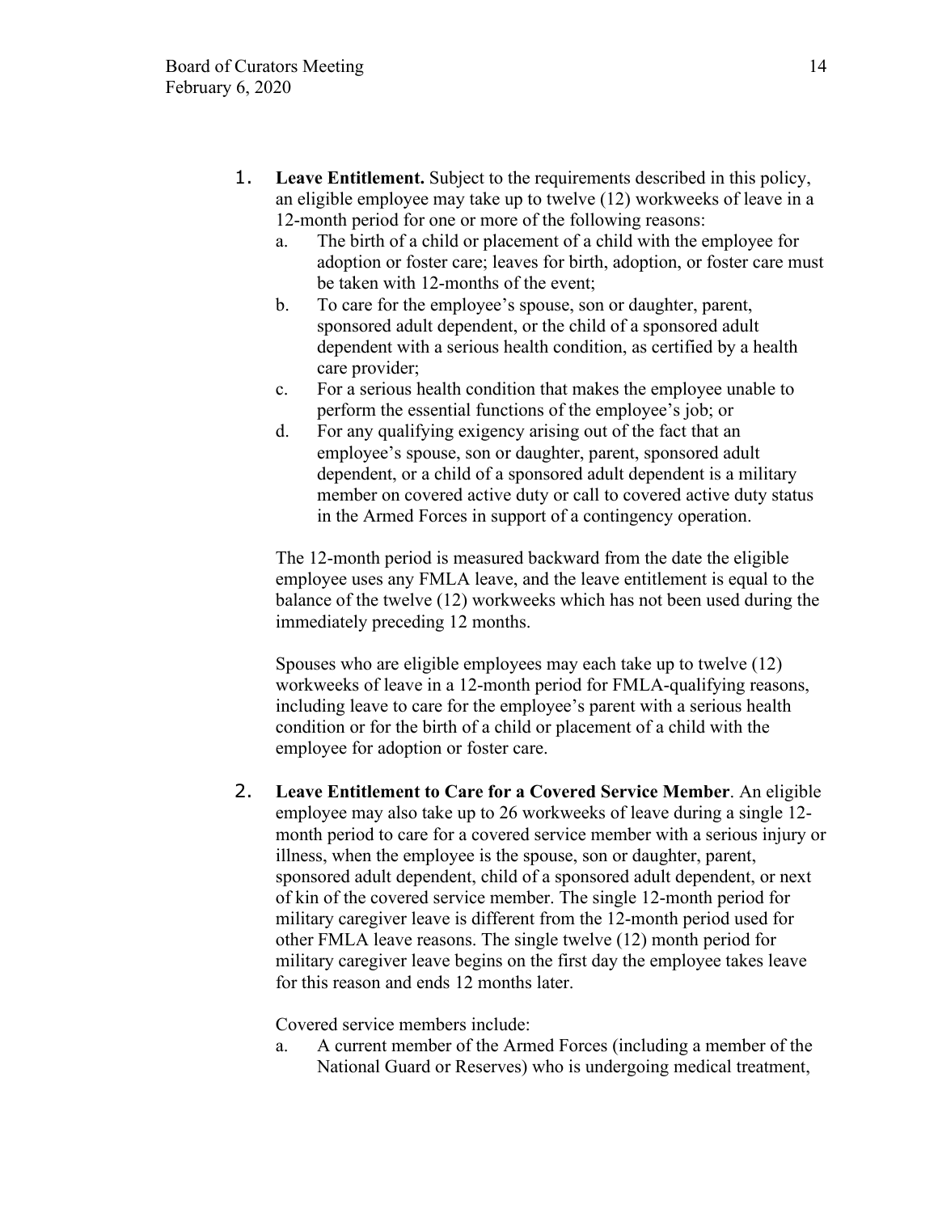1. **Leave Entitlement.** Subject to the requirements described in this policy, an eligible employee may take up to twelve (12) workweeks of leave in a 12-month period for one or more of the following reasons:
   a. The birth of a child or placement of a child with the employee for adoption or foster care; leaves for birth, adoption, or foster care must be taken with 12-months of the event;
   b. To care for the employee's spouse, son or daughter, parent, sponsored adult dependent, or the child of a sponsored adult dependent with a serious health condition, as certified by a health care provider;
   c. For a serious health condition that makes the employee unable to perform the essential functions of the employee's job; or
   d. For any qualifying exigency arising out of the fact that an employee's spouse, son or daughter, parent, sponsored adult dependent, or a child of a sponsored adult dependent is a military member on covered active duty or call to covered active duty status in the Armed Forces in support of a contingency operation.

   The 12-month period is measured backward from the date the eligible employee uses any FMLA leave, and the leave entitlement is equal to the balance of the twelve (12) workweeks which has not been used during the immediately preceding 12 months.

   Spouses who are eligible employees may each take up to twelve (12) workweeks of leave in a 12-month period for FMLA-qualifying reasons, including leave to care for the employee's parent with a serious health condition or for the birth of a child or placement of a child with the employee for adoption or foster care.

2. **Leave Entitlement to Care for a Covered Service Member**. An eligible employee may also take up to 26 workweeks of leave during a single 12-month period to care for a covered service member with a serious injury or illness, when the employee is the spouse, son or daughter, parent, sponsored adult dependent, child of a sponsored adult dependent, or next of kin of the covered service member. The single 12-month period for military caregiver leave is different from the 12-month period used for other FMLA leave reasons. The single twelve (12) month period for military caregiver leave begins on the first day the employee takes leave for this reason and ends 12 months later.

   Covered service members include:
   a. A current member of the Armed Forces (including a member of the National Guard or Reserves) who is undergoing medical treatment,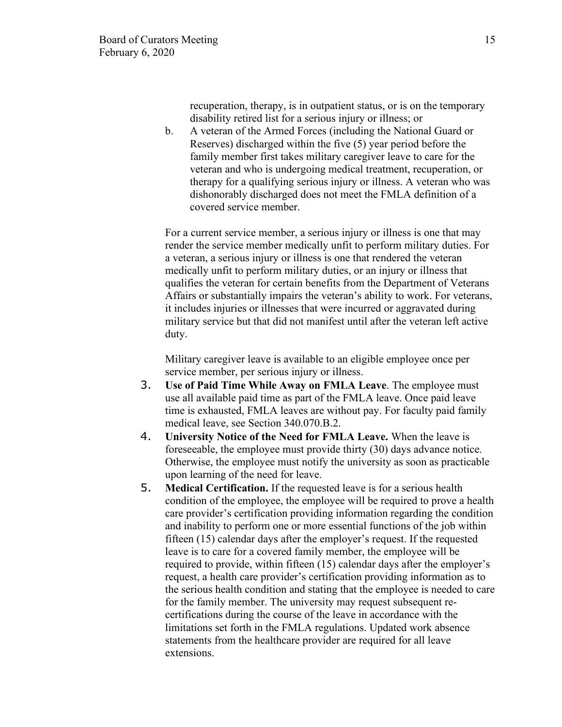recuperation, therapy, is in outpatient status, or is on the temporary disability retired list for a serious injury or illness; or

b. A veteran of the Armed Forces (including the National Guard or Reserves) discharged within the five (5) year period before the family member first takes military caregiver leave to care for the veteran and who is undergoing medical treatment, recuperation, or therapy for a qualifying serious injury or illness. A veteran who was dishonorably discharged does not meet the FMLA definition of a covered service member.

For a current service member, a serious injury or illness is one that may render the service member medically unfit to perform military duties. For a veteran, a serious injury or illness is one that rendered the veteran medically unfit to perform military duties, or an injury or illness that qualifies the veteran for certain benefits from the Department of Veterans Affairs or substantially impairs the veteran's ability to work. For veterans, it includes injuries or illnesses that were incurred or aggravated during military service but that did not manifest until after the veteran left active duty.

Military caregiver leave is available to an eligible employee once per service member, per serious injury or illness.

3. **Use of Paid Time While Away on FMLA Leave**. The employee must use all available paid time as part of the FMLA leave. Once paid leave time is exhausted, FMLA leaves are without pay. For faculty paid family medical leave, see Section 340.070.B.2.
4. **University Notice of the Need for FMLA Leave.** When the leave is foreseeable, the employee must provide thirty (30) days advance notice. Otherwise, the employee must notify the university as soon as practicable upon learning of the need for leave.
5. **Medical Certification.** If the requested leave is for a serious health condition of the employee, the employee will be required to prove a health care provider's certification providing information regarding the condition and inability to perform one or more essential functions of the job within fifteen (15) calendar days after the employer's request. If the requested leave is to care for a covered family member, the employee will be required to provide, within fifteen (15) calendar days after the employer's request, a health care provider's certification providing information as to the serious health condition and stating that the employee is needed to care for the family member. The university may request subsequent re-certifications during the course of the leave in accordance with the limitations set forth in the FMLA regulations. Updated work absence statements from the healthcare provider are required for all leave extensions.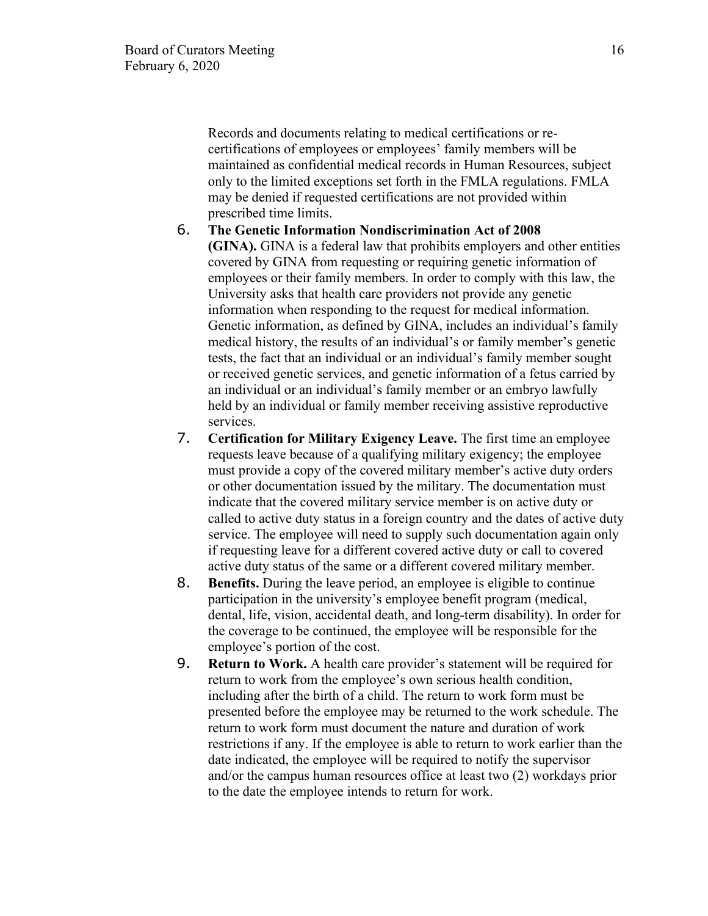Records and documents relating to medical certifications or re-certifications of employees or employees' family members will be maintained as confidential medical records in Human Resources, subject only to the limited exceptions set forth in the FMLA regulations. FMLA may be denied if requested certifications are not provided within prescribed time limits.

6. **The Genetic Information Nondiscrimination Act of 2008 (GINA).** GINA is a federal law that prohibits employers and other entities covered by GINA from requesting or requiring genetic information of employees or their family members. In order to comply with this law, the University asks that health care providers not provide any genetic information when responding to the request for medical information. Genetic information, as defined by GINA, includes an individual's family medical history, the results of an individual's or family member's genetic tests, the fact that an individual or an individual's family member sought or received genetic services, and genetic information of a fetus carried by an individual or an individual's family member or an embryo lawfully held by an individual or family member receiving assistive reproductive services.
7. **Certification for Military Exigency Leave.** The first time an employee requests leave because of a qualifying military exigency; the employee must provide a copy of the covered military member's active duty orders or other documentation issued by the military. The documentation must indicate that the covered military service member is on active duty or called to active duty status in a foreign country and the dates of active duty service. The employee will need to supply such documentation again only if requesting leave for a different covered active duty or call to covered active duty status of the same or a different covered military member.
8. **Benefits.** During the leave period, an employee is eligible to continue participation in the university's employee benefit program (medical, dental, life, vision, accidental death, and long-term disability). In order for the coverage to be continued, the employee will be responsible for the employee's portion of the cost.
9. **Return to Work.** A health care provider's statement will be required for return to work from the employee's own serious health condition, including after the birth of a child. The return to work form must be presented before the employee may be returned to the work schedule. The return to work form must document the nature and duration of work restrictions if any. If the employee is able to return to work earlier than the date indicated, the employee will be required to notify the supervisor and/or the campus human resources office at least two (2) workdays prior to the date the employee intends to return for work.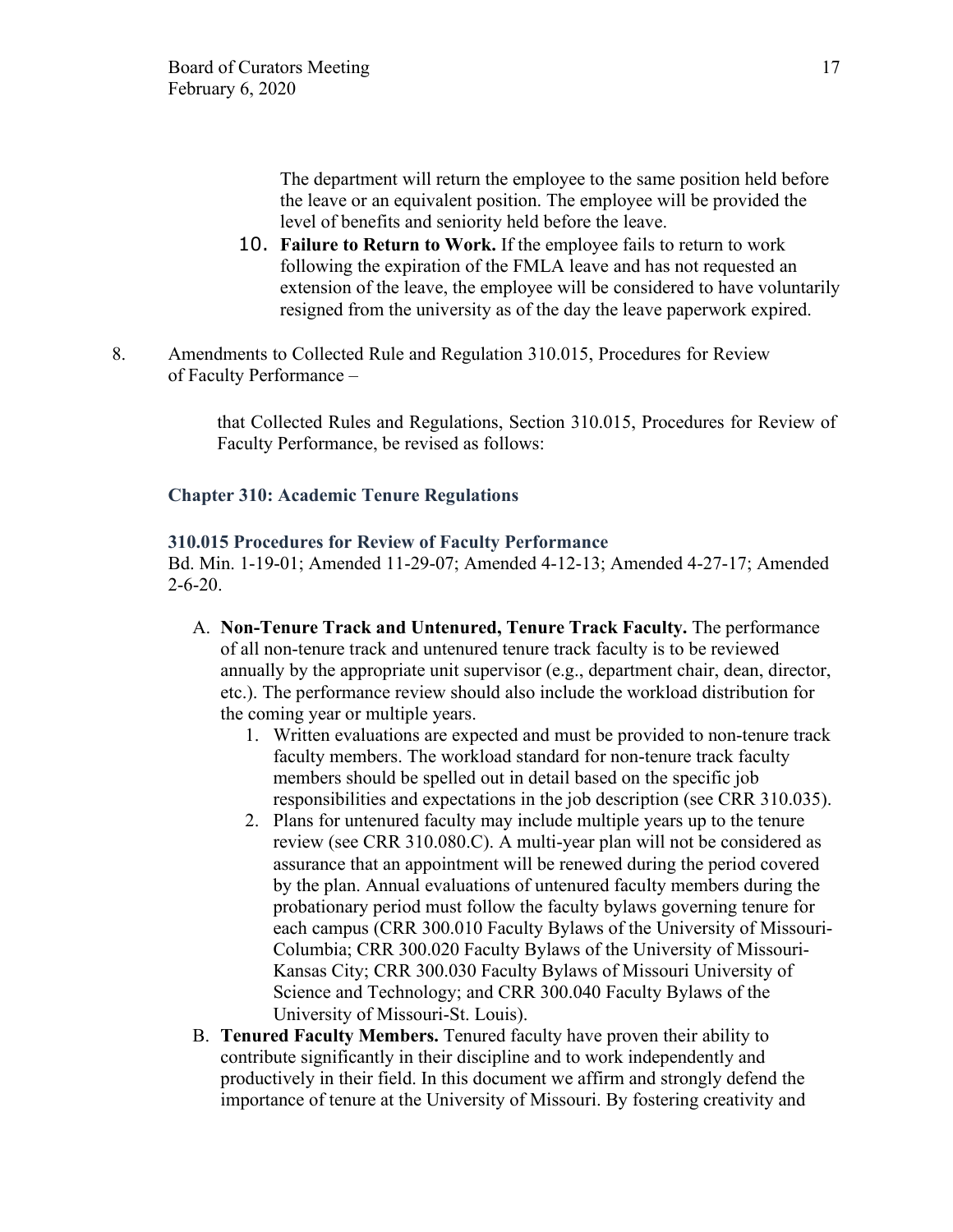The department will return the employee to the same position held before the leave or an equivalent position. The employee will be provided the level of benefits and seniority held before the leave.

10. **Failure to Return to Work.** If the employee fails to return to work following the expiration of the FMLA leave and has not requested an extension of the leave, the employee will be considered to have voluntarily resigned from the university as of the day the leave paperwork expired.

8. Amendments to Collected Rule and Regulation 310.015, Procedures for Review of Faculty Performance –

that Collected Rules and Regulations, Section 310.015, Procedures for Review of Faculty Performance, be revised as follows:

### Chapter 310: Academic Tenure Regulations

#### 310.015 Procedures for Review of Faculty Performance

Bd. Min. 1-19-01; Amended 11-29-07; Amended 4-12-13; Amended 4-27-17; Amended 2-6-20.

A. **Non-Tenure Track and Untenured, Tenure Track Faculty.** The performance of all non-tenure track and untenured tenure track faculty is to be reviewed annually by the appropriate unit supervisor (e.g., department chair, dean, director, etc.). The performance review should also include the workload distribution for the coming year or multiple years.
   1. Written evaluations are expected and must be provided to non-tenure track faculty members. The workload standard for non-tenure track faculty members should be spelled out in detail based on the specific job responsibilities and expectations in the job description (see CRR 310.035).
   2. Plans for untenured faculty may include multiple years up to the tenure review (see CRR 310.080.C). A multi-year plan will not be considered as assurance that an appointment will be renewed during the period covered by the plan. Annual evaluations of untenured faculty members during the probationary period must follow the faculty bylaws governing tenure for each campus (CRR 300.010 Faculty Bylaws of the University of Missouri-Columbia; CRR 300.020 Faculty Bylaws of the University of Missouri-Kansas City; CRR 300.030 Faculty Bylaws of Missouri University of Science and Technology; and CRR 300.040 Faculty Bylaws of the University of Missouri-St. Louis).

B. **Tenured Faculty Members.** Tenured faculty have proven their ability to contribute significantly in their discipline and to work independently and productively in their field. In this document we affirm and strongly defend the importance of tenure at the University of Missouri. By fostering creativity and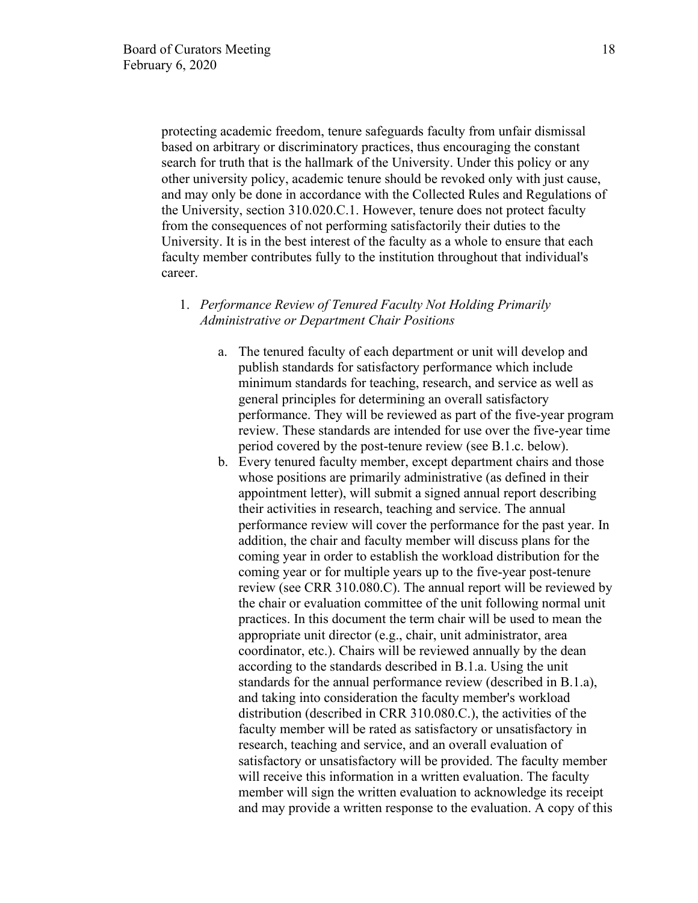protecting academic freedom, tenure safeguards faculty from unfair dismissal based on arbitrary or discriminatory practices, thus encouraging the constant search for truth that is the hallmark of the University. Under this policy or any other university policy, academic tenure should be revoked only with just cause, and may only be done in accordance with the Collected Rules and Regulations of the University, section 310.020.C.1. However, tenure does not protect faculty from the consequences of not performing satisfactorily their duties to the University. It is in the best interest of the faculty as a whole to ensure that each faculty member contributes fully to the institution throughout that individual's career.

1. *Performance Review of Tenured Faculty Not Holding Primarily Administrative or Department Chair Positions*

    a. The tenured faculty of each department or unit will develop and publish standards for satisfactory performance which include minimum standards for teaching, research, and service as well as general principles for determining an overall satisfactory performance. They will be reviewed as part of the five-year program review. These standards are intended for use over the five-year time period covered by the post-tenure review (see B.1.c. below).

    b. Every tenured faculty member, except department chairs and those whose positions are primarily administrative (as defined in their appointment letter), will submit a signed annual report describing their activities in research, teaching and service. The annual performance review will cover the performance for the past year. In addition, the chair and faculty member will discuss plans for the coming year in order to establish the workload distribution for the coming year or for multiple years up to the five-year post-tenure review (see CRR 310.080.C). The annual report will be reviewed by the chair or evaluation committee of the unit following normal unit practices. In this document the term chair will be used to mean the appropriate unit director (e.g., chair, unit administrator, area coordinator, etc.). Chairs will be reviewed annually by the dean according to the standards described in B.1.a. Using the unit standards for the annual performance review (described in B.1.a), and taking into consideration the faculty member's workload distribution (described in CRR 310.080.C.), the activities of the faculty member will be rated as satisfactory or unsatisfactory in research, teaching and service, and an overall evaluation of satisfactory or unsatisfactory will be provided. The faculty member will receive this information in a written evaluation. The faculty member will sign the written evaluation to acknowledge its receipt and may provide a written response to the evaluation. A copy of this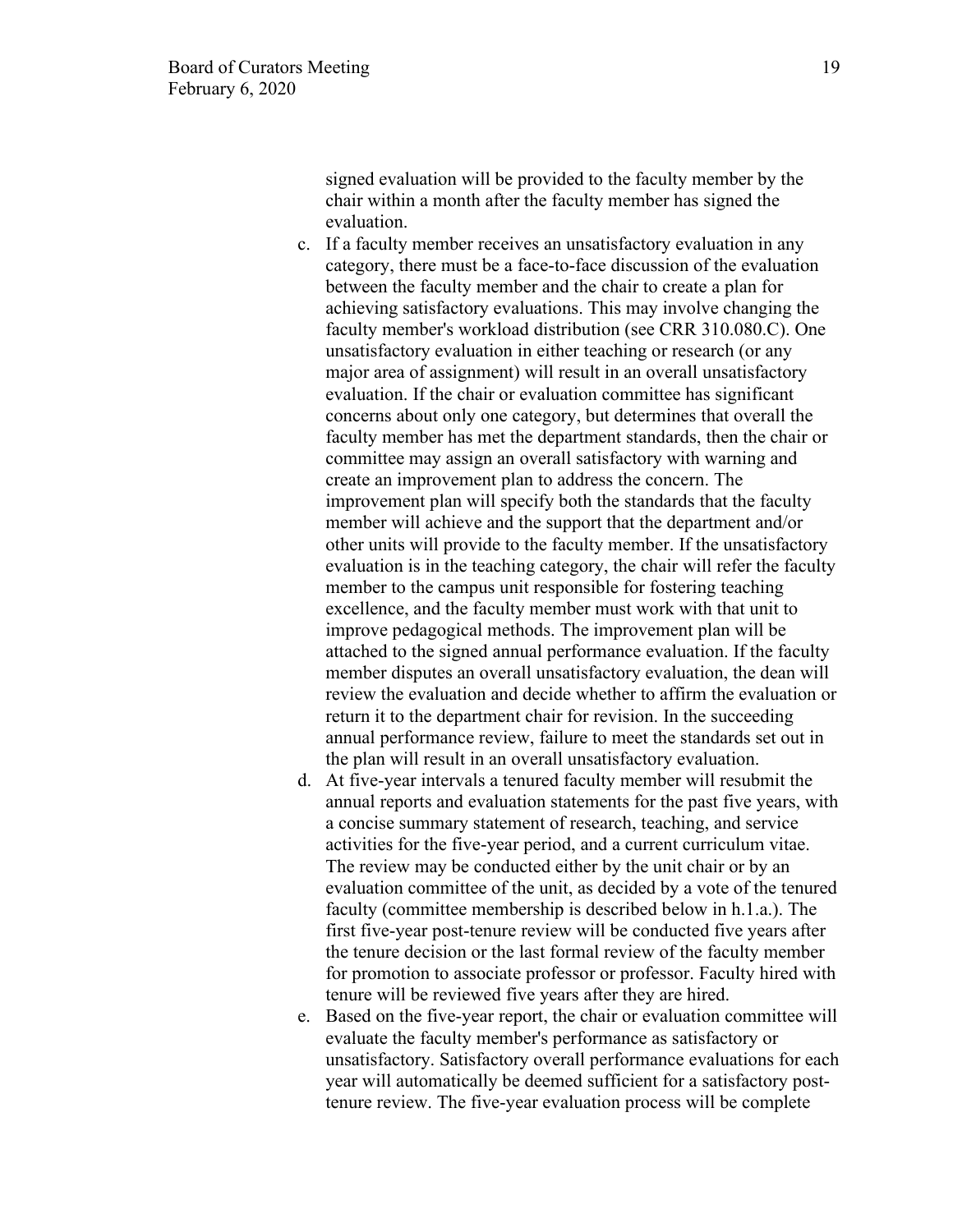signed evaluation will be provided to the faculty member by the chair within a month after the faculty member has signed the evaluation.

c. If a faculty member receives an unsatisfactory evaluation in any category, there must be a face-to-face discussion of the evaluation between the faculty member and the chair to create a plan for achieving satisfactory evaluations. This may involve changing the faculty member's workload distribution (see CRR 310.080.C). One unsatisfactory evaluation in either teaching or research (or any major area of assignment) will result in an overall unsatisfactory evaluation. If the chair or evaluation committee has significant concerns about only one category, but determines that overall the faculty member has met the department standards, then the chair or committee may assign an overall satisfactory with warning and create an improvement plan to address the concern. The improvement plan will specify both the standards that the faculty member will achieve and the support that the department and/or other units will provide to the faculty member. If the unsatisfactory evaluation is in the teaching category, the chair will refer the faculty member to the campus unit responsible for fostering teaching excellence, and the faculty member must work with that unit to improve pedagogical methods. The improvement plan will be attached to the signed annual performance evaluation. If the faculty member disputes an overall unsatisfactory evaluation, the dean will review the evaluation and decide whether to affirm the evaluation or return it to the department chair for revision. In the succeeding annual performance review, failure to meet the standards set out in the plan will result in an overall unsatisfactory evaluation.

d. At five-year intervals a tenured faculty member will resubmit the annual reports and evaluation statements for the past five years, with a concise summary statement of research, teaching, and service activities for the five-year period, and a current curriculum vitae. The review may be conducted either by the unit chair or by an evaluation committee of the unit, as decided by a vote of the tenured faculty (committee membership is described below in h.1.a.). The first five-year post-tenure review will be conducted five years after the tenure decision or the last formal review of the faculty member for promotion to associate professor or professor. Faculty hired with tenure will be reviewed five years after they are hired.

e. Based on the five-year report, the chair or evaluation committee will evaluate the faculty member's performance as satisfactory or unsatisfactory. Satisfactory overall performance evaluations for each year will automatically be deemed sufficient for a satisfactory post-tenure review. The five-year evaluation process will be complete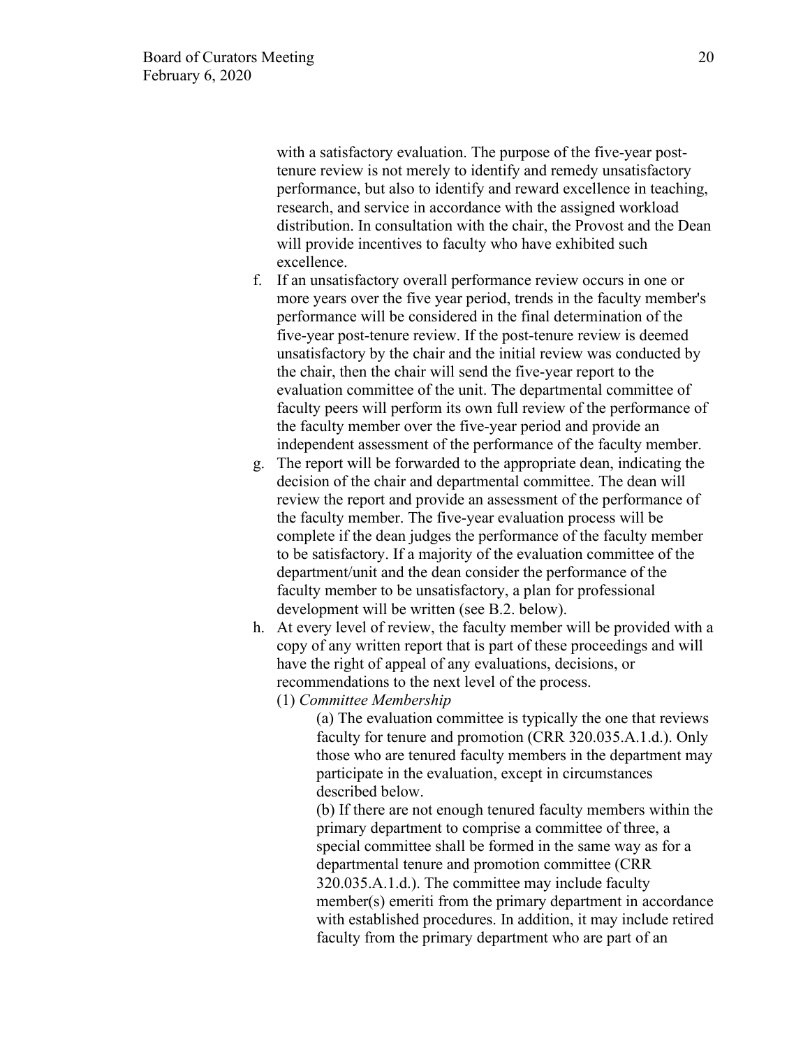with a satisfactory evaluation. The purpose of the five-year post-tenure review is not merely to identify and remedy unsatisfactory performance, but also to identify and reward excellence in teaching, research, and service in accordance with the assigned workload distribution. In consultation with the chair, the Provost and the Dean will provide incentives to faculty who have exhibited such excellence.

f. If an unsatisfactory overall performance review occurs in one or more years over the five year period, trends in the faculty member's performance will be considered in the final determination of the five-year post-tenure review. If the post-tenure review is deemed unsatisfactory by the chair and the initial review was conducted by the chair, then the chair will send the five-year report to the evaluation committee of the unit. The departmental committee of faculty peers will perform its own full review of the performance of the faculty member over the five-year period and provide an independent assessment of the performance of the faculty member.

g. The report will be forwarded to the appropriate dean, indicating the decision of the chair and departmental committee. The dean will review the report and provide an assessment of the performance of the faculty member. The five-year evaluation process will be complete if the dean judges the performance of the faculty member to be satisfactory. If a majority of the evaluation committee of the department/unit and the dean consider the performance of the faculty member to be unsatisfactory, a plan for professional development will be written (see B.2. below).

h. At every level of review, the faculty member will be provided with a copy of any written report that is part of these proceedings and will have the right of appeal of any evaluations, decisions, or recommendations to the next level of the process.

(1) *Committee Membership*

(a) The evaluation committee is typically the one that reviews faculty for tenure and promotion (CRR 320.035.A.1.d.). Only those who are tenured faculty members in the department may participate in the evaluation, except in circumstances described below.

(b) If there are not enough tenured faculty members within the primary department to comprise a committee of three, a special committee shall be formed in the same way as for a departmental tenure and promotion committee (CRR 320.035.A.1.d.). The committee may include faculty member(s) emeriti from the primary department in accordance with established procedures. In addition, it may include retired faculty from the primary department who are part of an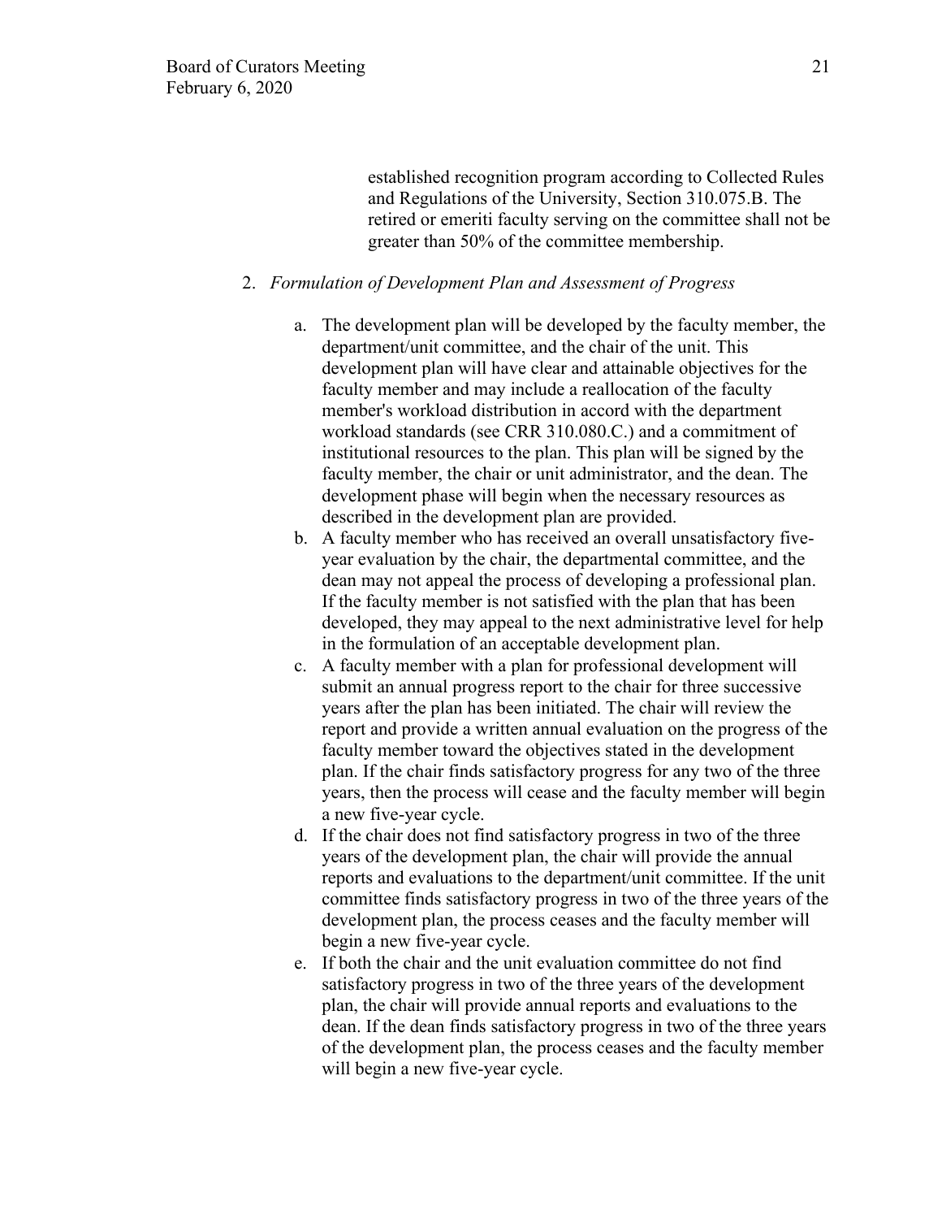established recognition program according to Collected Rules and Regulations of the University, Section 310.075.B. The retired or emeriti faculty serving on the committee shall not be greater than 50% of the committee membership.

2. *Formulation of Development Plan and Assessment of Progress*

    a. The development plan will be developed by the faculty member, the department/unit committee, and the chair of the unit. This development plan will have clear and attainable objectives for the faculty member and may include a reallocation of the faculty member's workload distribution in accord with the department workload standards (see CRR 310.080.C.) and a commitment of institutional resources to the plan. This plan will be signed by the faculty member, the chair or unit administrator, and the dean. The development phase will begin when the necessary resources as described in the development plan are provided.
    b. A faculty member who has received an overall unsatisfactory five-year evaluation by the chair, the departmental committee, and the dean may not appeal the process of developing a professional plan. If the faculty member is not satisfied with the plan that has been developed, they may appeal to the next administrative level for help in the formulation of an acceptable development plan.
    c. A faculty member with a plan for professional development will submit an annual progress report to the chair for three successive years after the plan has been initiated. The chair will review the report and provide a written annual evaluation on the progress of the faculty member toward the objectives stated in the development plan. If the chair finds satisfactory progress for any two of the three years, then the process will cease and the faculty member will begin a new five-year cycle.
    d. If the chair does not find satisfactory progress in two of the three years of the development plan, the chair will provide the annual reports and evaluations to the department/unit committee. If the unit committee finds satisfactory progress in two of the three years of the development plan, the process ceases and the faculty member will begin a new five-year cycle.
    e. If both the chair and the unit evaluation committee do not find satisfactory progress in two of the three years of the development plan, the chair will provide annual reports and evaluations to the dean. If the dean finds satisfactory progress in two of the three years of the development plan, the process ceases and the faculty member will begin a new five-year cycle.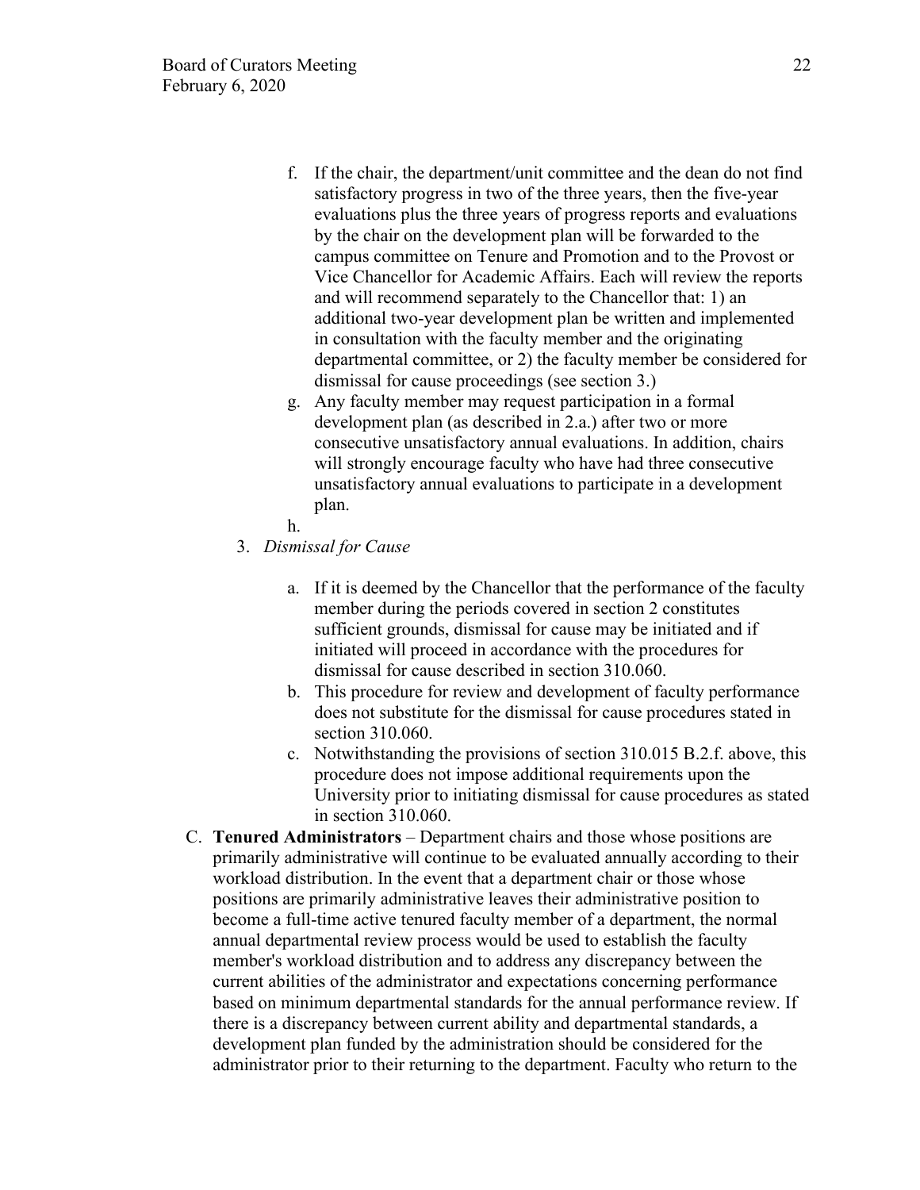f. If the chair, the department/unit committee and the dean do not find satisfactory progress in two of the three years, then the five-year evaluations plus the three years of progress reports and evaluations by the chair on the development plan will be forwarded to the campus committee on Tenure and Promotion and to the Provost or Vice Chancellor for Academic Affairs. Each will review the reports and will recommend separately to the Chancellor that: 1) an additional two-year development plan be written and implemented in consultation with the faculty member and the originating departmental committee, or 2) the faculty member be considered for dismissal for cause proceedings (see section 3.)

g. Any faculty member may request participation in a formal development plan (as described in 2.a.) after two or more consecutive unsatisfactory annual evaluations. In addition, chairs will strongly encourage faculty who have had three consecutive unsatisfactory annual evaluations to participate in a development plan.

h.

3. *Dismissal for Cause*

   a. If it is deemed by the Chancellor that the performance of the faculty member during the periods covered in section 2 constitutes sufficient grounds, dismissal for cause may be initiated and if initiated will proceed in accordance with the procedures for dismissal for cause described in section 310.060.

   b. This procedure for review and development of faculty performance does not substitute for the dismissal for cause procedures stated in section 310.060.

   c. Notwithstanding the provisions of section 310.015 B.2.f. above, this procedure does not impose additional requirements upon the University prior to initiating dismissal for cause procedures as stated in section 310.060.

C. **Tenured Administrators** – Department chairs and those whose positions are primarily administrative will continue to be evaluated annually according to their workload distribution. In the event that a department chair or those whose positions are primarily administrative leaves their administrative position to become a full-time active tenured faculty member of a department, the normal annual departmental review process would be used to establish the faculty member's workload distribution and to address any discrepancy between the current abilities of the administrator and expectations concerning performance based on minimum departmental standards for the annual performance review. If there is a discrepancy between current ability and departmental standards, a development plan funded by the administration should be considered for the administrator prior to their returning to the department. Faculty who return to the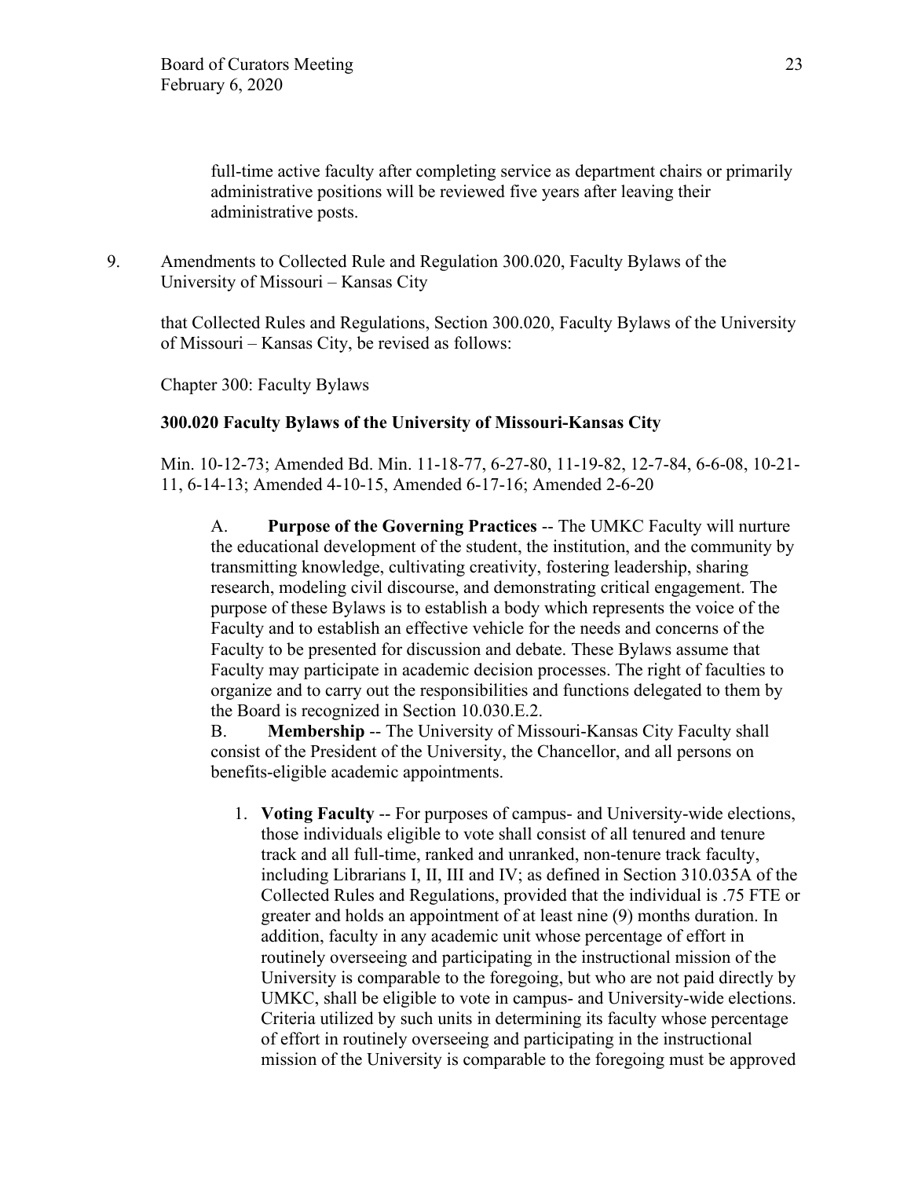full-time active faculty after completing service as department chairs or primarily administrative positions will be reviewed five years after leaving their administrative posts.

9. Amendments to Collected Rule and Regulation 300.020, Faculty Bylaws of the University of Missouri – Kansas City

that Collected Rules and Regulations, Section 300.020, Faculty Bylaws of the University of Missouri – Kansas City, be revised as follows:

Chapter 300: Faculty Bylaws

**300.020 Faculty Bylaws of the University of Missouri-Kansas City**

Min. 10-12-73; Amended Bd. Min. 11-18-77, 6-27-80, 11-19-82, 12-7-84, 6-6-08, 10-21-11, 6-14-13; Amended 4-10-15, Amended 6-17-16; Amended 2-6-20

A. **Purpose of the Governing Practices** -- The UMKC Faculty will nurture the educational development of the student, the institution, and the community by transmitting knowledge, cultivating creativity, fostering leadership, sharing research, modeling civil discourse, and demonstrating critical engagement. The purpose of these Bylaws is to establish a body which represents the voice of the Faculty and to establish an effective vehicle for the needs and concerns of the Faculty to be presented for discussion and debate. These Bylaws assume that Faculty may participate in academic decision processes. The right of faculties to organize and to carry out the responsibilities and functions delegated to them by the Board is recognized in Section 10.030.E.2.

B. **Membership** -- The University of Missouri-Kansas City Faculty shall consist of the President of the University, the Chancellor, and all persons on benefits-eligible academic appointments.

1. **Voting Faculty** -- For purposes of campus- and University-wide elections, those individuals eligible to vote shall consist of all tenured and tenure track and all full-time, ranked and unranked, non-tenure track faculty, including Librarians I, II, III and IV; as defined in Section 310.035A of the Collected Rules and Regulations, provided that the individual is .75 FTE or greater and holds an appointment of at least nine (9) months duration. In addition, faculty in any academic unit whose percentage of effort in routinely overseeing and participating in the instructional mission of the University is comparable to the foregoing, but who are not paid directly by UMKC, shall be eligible to vote in campus- and University-wide elections. Criteria utilized by such units in determining its faculty whose percentage of effort in routinely overseeing and participating in the instructional mission of the University is comparable to the foregoing must be approved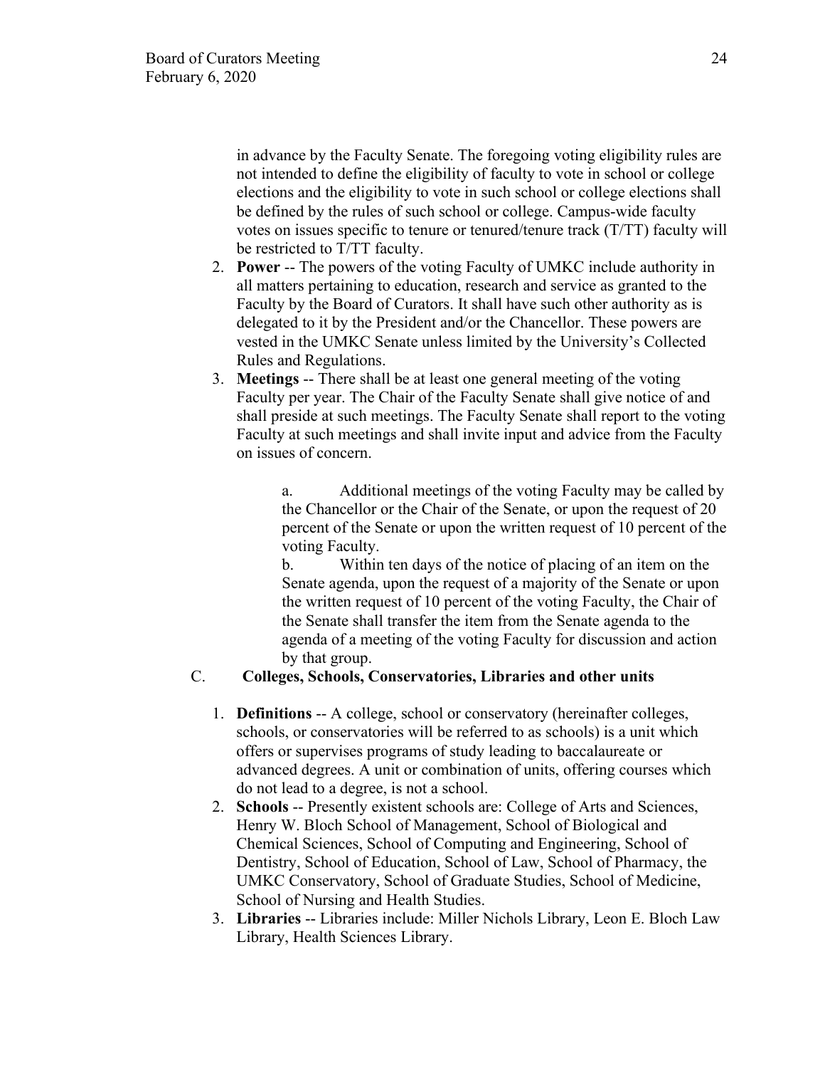in advance by the Faculty Senate. The foregoing voting eligibility rules are not intended to define the eligibility of faculty to vote in school or college elections and the eligibility to vote in such school or college elections shall be defined by the rules of such school or college. Campus-wide faculty votes on issues specific to tenure or tenured/tenure track (T/TT) faculty will be restricted to T/TT faculty.

2. **Power** -- The powers of the voting Faculty of UMKC include authority in all matters pertaining to education, research and service as granted to the Faculty by the Board of Curators. It shall have such other authority as is delegated to it by the President and/or the Chancellor. These powers are vested in the UMKC Senate unless limited by the University's Collected Rules and Regulations.
3. **Meetings** -- There shall be at least one general meeting of the voting Faculty per year. The Chair of the Faculty Senate shall give notice of and shall preside at such meetings. The Faculty Senate shall report to the voting Faculty at such meetings and shall invite input and advice from the Faculty on issues of concern.

   a. Additional meetings of the voting Faculty may be called by the Chancellor or the Chair of the Senate, or upon the request of 20 percent of the Senate or upon the written request of 10 percent of the voting Faculty.

   b. Within ten days of the notice of placing of an item on the Senate agenda, upon the request of a majority of the Senate or upon the written request of 10 percent of the voting Faculty, the Chair of the Senate shall transfer the item from the Senate agenda to the agenda of a meeting of the voting Faculty for discussion and action by that group.

C. **Colleges, Schools, Conservatories, Libraries and other units**

1. **Definitions** -- A college, school or conservatory (hereinafter colleges, schools, or conservatories will be referred to as schools) is a unit which offers or supervises programs of study leading to baccalaureate or advanced degrees. A unit or combination of units, offering courses which do not lead to a degree, is not a school.
2. **Schools** -- Presently existent schools are: College of Arts and Sciences, Henry W. Bloch School of Management, School of Biological and Chemical Sciences, School of Computing and Engineering, School of Dentistry, School of Education, School of Law, School of Pharmacy, the UMKC Conservatory, School of Graduate Studies, School of Medicine, School of Nursing and Health Studies.
3. **Libraries** -- Libraries include: Miller Nichols Library, Leon E. Bloch Law Library, Health Sciences Library.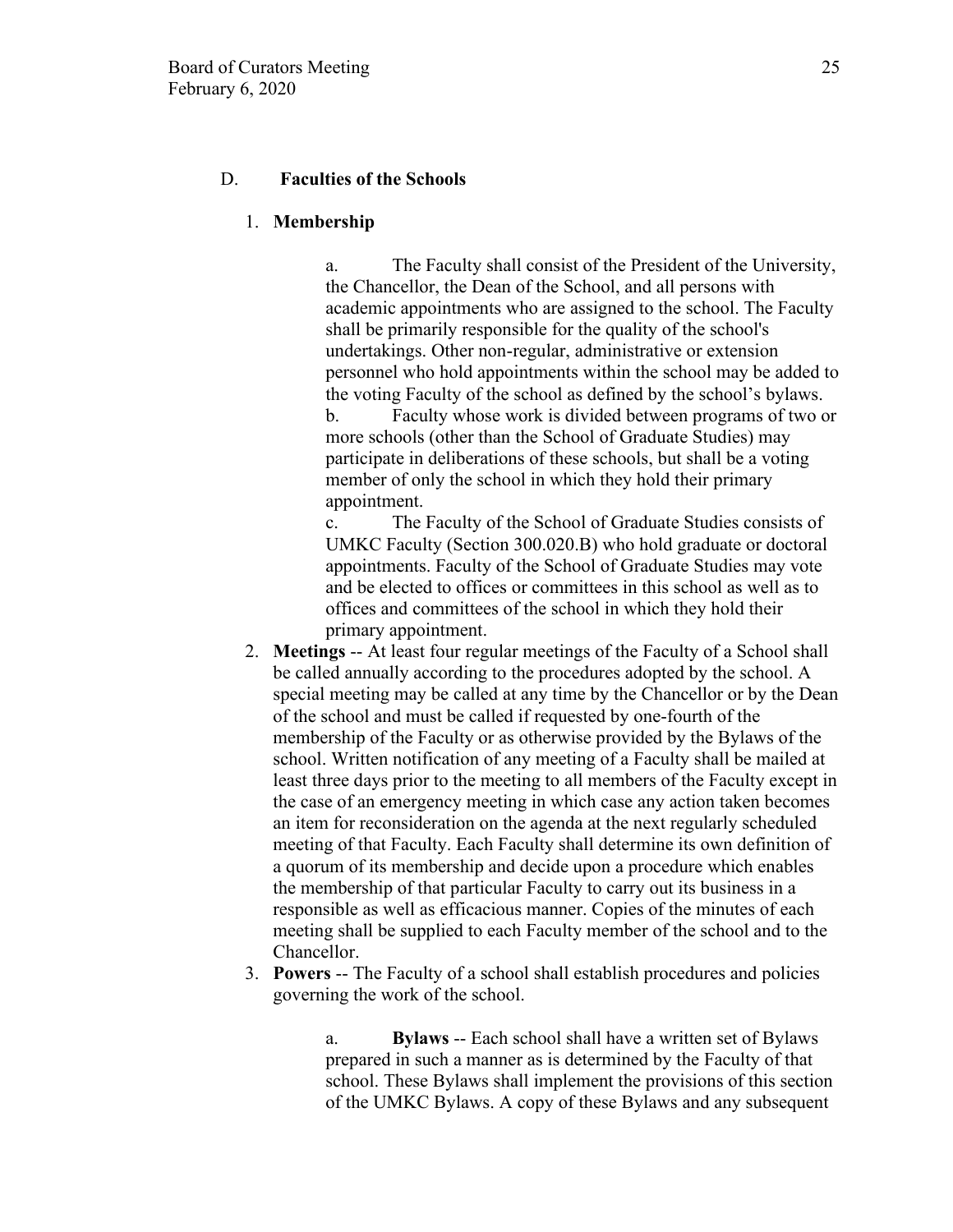## D. Faculties of the Schools

1. **Membership**

   a. The Faculty shall consist of the President of the University, the Chancellor, the Dean of the School, and all persons with academic appointments who are assigned to the school. The Faculty shall be primarily responsible for the quality of the school's undertakings. Other non-regular, administrative or extension personnel who hold appointments within the school may be added to the voting Faculty of the school as defined by the school's bylaws.

   b. Faculty whose work is divided between programs of two or more schools (other than the School of Graduate Studies) may participate in deliberations of these schools, but shall be a voting member of only the school in which they hold their primary appointment.

   c. The Faculty of the School of Graduate Studies consists of UMKC Faculty (Section 300.020.B) who hold graduate or doctoral appointments. Faculty of the School of Graduate Studies may vote and be elected to offices or committees in this school as well as to offices and committees of the school in which they hold their primary appointment.

2. **Meetings** -- At least four regular meetings of the Faculty of a School shall be called annually according to the procedures adopted by the school. A special meeting may be called at any time by the Chancellor or by the Dean of the school and must be called if requested by one-fourth of the membership of the Faculty or as otherwise provided by the Bylaws of the school. Written notification of any meeting of a Faculty shall be mailed at least three days prior to the meeting to all members of the Faculty except in the case of an emergency meeting in which case any action taken becomes an item for reconsideration on the agenda at the next regularly scheduled meeting of that Faculty. Each Faculty shall determine its own definition of a quorum of its membership and decide upon a procedure which enables the membership of that particular Faculty to carry out its business in a responsible as well as efficacious manner. Copies of the minutes of each meeting shall be supplied to each Faculty member of the school and to the Chancellor.

3. **Powers** -- The Faculty of a school shall establish procedures and policies governing the work of the school.

   a. **Bylaws** -- Each school shall have a written set of Bylaws prepared in such a manner as is determined by the Faculty of that school. These Bylaws shall implement the provisions of this section of the UMKC Bylaws. A copy of these Bylaws and any subsequent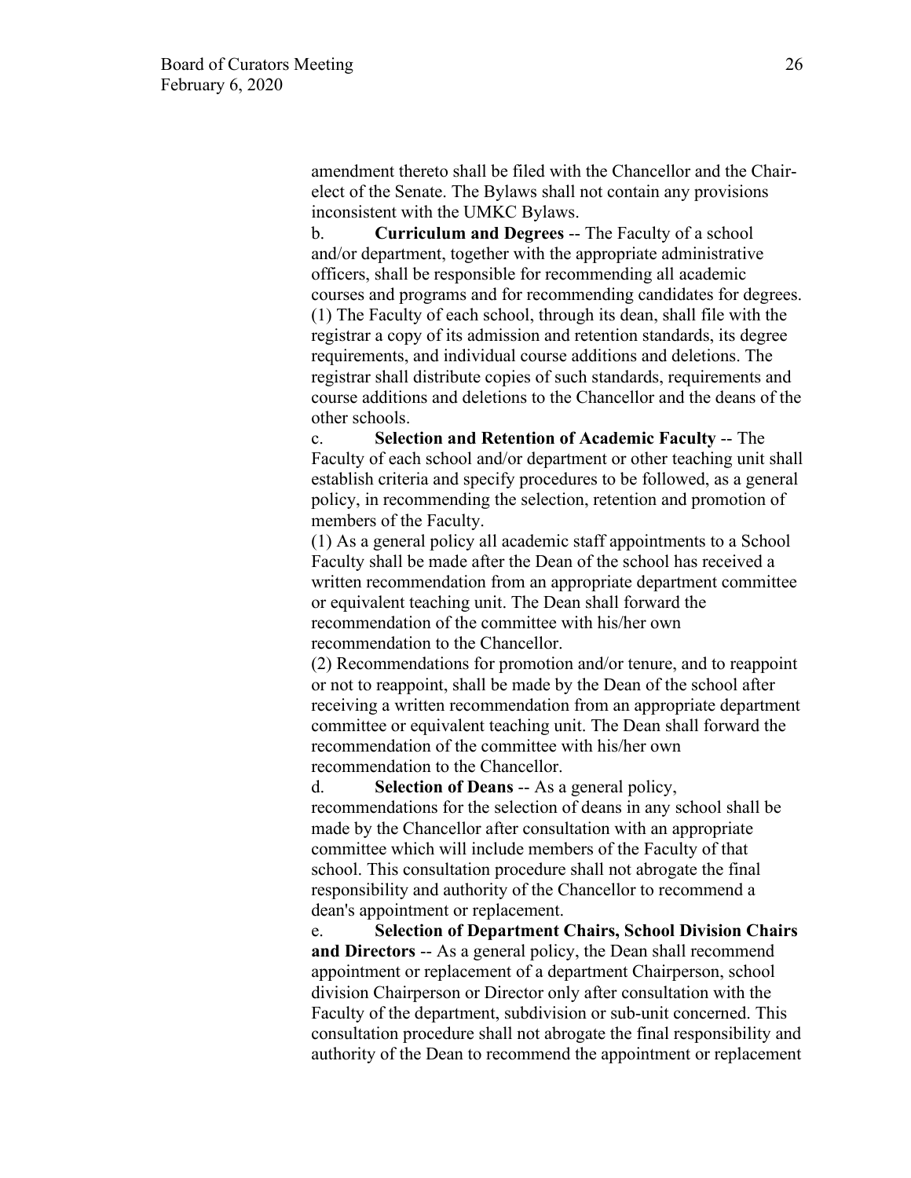amendment thereto shall be filed with the Chancellor and the Chair-elect of the Senate. The Bylaws shall not contain any provisions inconsistent with the UMKC Bylaws.

b. **Curriculum and Degrees** -- The Faculty of a school and/or department, together with the appropriate administrative officers, shall be responsible for recommending all academic courses and programs and for recommending candidates for degrees.

(1) The Faculty of each school, through its dean, shall file with the registrar a copy of its admission and retention standards, its degree requirements, and individual course additions and deletions. The registrar shall distribute copies of such standards, requirements and course additions and deletions to the Chancellor and the deans of the other schools.

c. **Selection and Retention of Academic Faculty** -- The Faculty of each school and/or department or other teaching unit shall establish criteria and specify procedures to be followed, as a general policy, in recommending the selection, retention and promotion of members of the Faculty.

(1) As a general policy all academic staff appointments to a School Faculty shall be made after the Dean of the school has received a written recommendation from an appropriate department committee or equivalent teaching unit. The Dean shall forward the recommendation of the committee with his/her own recommendation to the Chancellor.

(2) Recommendations for promotion and/or tenure, and to reappoint or not to reappoint, shall be made by the Dean of the school after receiving a written recommendation from an appropriate department committee or equivalent teaching unit. The Dean shall forward the recommendation of the committee with his/her own recommendation to the Chancellor.

d. **Selection of Deans** -- As a general policy, recommendations for the selection of deans in any school shall be made by the Chancellor after consultation with an appropriate committee which will include members of the Faculty of that school. This consultation procedure shall not abrogate the final responsibility and authority of the Chancellor to recommend a dean's appointment or replacement.

e. **Selection of Department Chairs, School Division Chairs and Directors** -- As a general policy, the Dean shall recommend appointment or replacement of a department Chairperson, school division Chairperson or Director only after consultation with the Faculty of the department, subdivision or sub-unit concerned. This consultation procedure shall not abrogate the final responsibility and authority of the Dean to recommend the appointment or replacement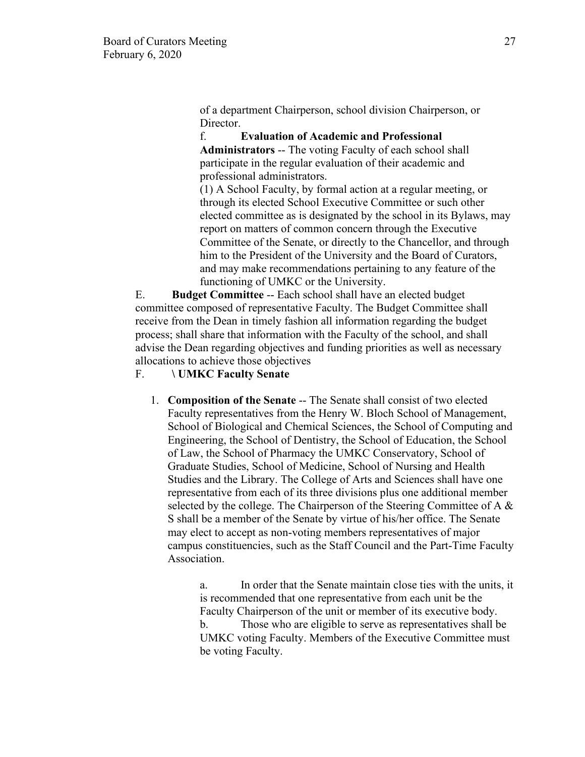of a department Chairperson, school division Chairperson, or Director.

f. **Evaluation of Academic and Professional Administrators** -- The voting Faculty of each school shall participate in the regular evaluation of their academic and professional administrators.

(1) A School Faculty, by formal action at a regular meeting, or through its elected School Executive Committee or such other elected committee as is designated by the school in its Bylaws, may report on matters of common concern through the Executive Committee of the Senate, or directly to the Chancellor, and through him to the President of the University and the Board of Curators, and may make recommendations pertaining to any feature of the functioning of UMKC or the University.

E. **Budget Committee** -- Each school shall have an elected budget committee composed of representative Faculty. The Budget Committee shall receive from the Dean in timely fashion all information regarding the budget process; shall share that information with the Faculty of the school, and shall advise the Dean regarding objectives and funding priorities as well as necessary allocations to achieve those objectives

F. **\ UMKC Faculty Senate**

1. **Composition of the Senate** -- The Senate shall consist of two elected Faculty representatives from the Henry W. Bloch School of Management, School of Biological and Chemical Sciences, the School of Computing and Engineering, the School of Dentistry, the School of Education, the School of Law, the School of Pharmacy the UMKC Conservatory, School of Graduate Studies, School of Medicine, School of Nursing and Health Studies and the Library. The College of Arts and Sciences shall have one representative from each of its three divisions plus one additional member selected by the college. The Chairperson of the Steering Committee of A & S shall be a member of the Senate by virtue of his/her office. The Senate may elect to accept as non-voting members representatives of major campus constituencies, such as the Staff Council and the Part-Time Faculty Association.

    a. In order that the Senate maintain close ties with the units, it is recommended that one representative from each unit be the Faculty Chairperson of the unit or member of its executive body.

    b. Those who are eligible to serve as representatives shall be UMKC voting Faculty. Members of the Executive Committee must be voting Faculty.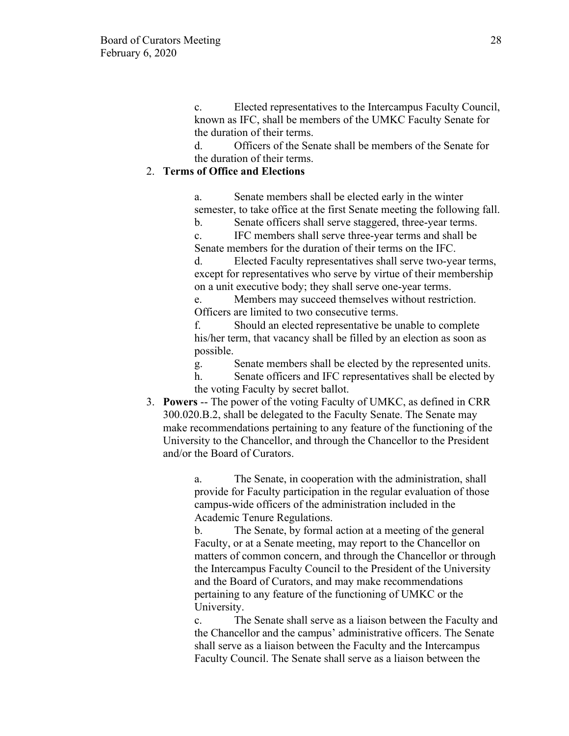c. Elected representatives to the Intercampus Faculty Council, known as IFC, shall be members of the UMKC Faculty Senate for the duration of their terms.

d. Officers of the Senate shall be members of the Senate for the duration of their terms.

2. **Terms of Office and Elections**

   a. Senate members shall be elected early in the winter semester, to take office at the first Senate meeting the following fall.

   b. Senate officers shall serve staggered, three-year terms.

   c. IFC members shall serve three-year terms and shall be Senate members for the duration of their terms on the IFC.

   d. Elected Faculty representatives shall serve two-year terms, except for representatives who serve by virtue of their membership on a unit executive body; they shall serve one-year terms.

   e. Members may succeed themselves without restriction. Officers are limited to two consecutive terms.

   f. Should an elected representative be unable to complete his/her term, that vacancy shall be filled by an election as soon as possible.

   g. Senate members shall be elected by the represented units.

   h. Senate officers and IFC representatives shall be elected by the voting Faculty by secret ballot.

3. **Powers** -- The power of the voting Faculty of UMKC, as defined in CRR 300.020.B.2, shall be delegated to the Faculty Senate. The Senate may make recommendations pertaining to any feature of the functioning of the University to the Chancellor, and through the Chancellor to the President and/or the Board of Curators.

   a. The Senate, in cooperation with the administration, shall provide for Faculty participation in the regular evaluation of those campus-wide officers of the administration included in the Academic Tenure Regulations.

   b. The Senate, by formal action at a meeting of the general Faculty, or at a Senate meeting, may report to the Chancellor on matters of common concern, and through the Chancellor or through the Intercampus Faculty Council to the President of the University and the Board of Curators, and may make recommendations pertaining to any feature of the functioning of UMKC or the University.

   c. The Senate shall serve as a liaison between the Faculty and the Chancellor and the campus' administrative officers. The Senate shall serve as a liaison between the Faculty and the Intercampus Faculty Council. The Senate shall serve as a liaison between the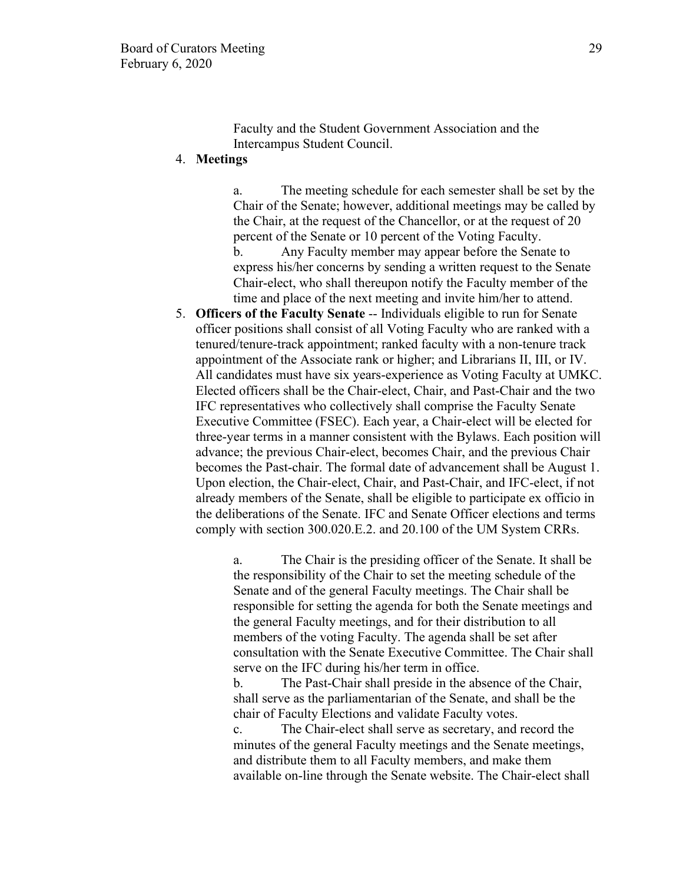Faculty and the Student Government Association and the Intercampus Student Council.

4. **Meetings**

   a. The meeting schedule for each semester shall be set by the Chair of the Senate; however, additional meetings may be called by the Chair, at the request of the Chancellor, or at the request of 20 percent of the Senate or 10 percent of the Voting Faculty.
   b. Any Faculty member may appear before the Senate to express his/her concerns by sending a written request to the Senate Chair-elect, who shall thereupon notify the Faculty member of the time and place of the next meeting and invite him/her to attend.

5. **Officers of the Faculty Senate** -- Individuals eligible to run for Senate officer positions shall consist of all Voting Faculty who are ranked with a tenured/tenure-track appointment; ranked faculty with a non-tenure track appointment of the Associate rank or higher; and Librarians II, III, or IV. All candidates must have six years-experience as Voting Faculty at UMKC. Elected officers shall be the Chair-elect, Chair, and Past-Chair and the two IFC representatives who collectively shall comprise the Faculty Senate Executive Committee (FSEC). Each year, a Chair-elect will be elected for three-year terms in a manner consistent with the Bylaws. Each position will advance; the previous Chair-elect, becomes Chair, and the previous Chair becomes the Past-chair. The formal date of advancement shall be August 1. Upon election, the Chair-elect, Chair, and Past-Chair, and IFC-elect, if not already members of the Senate, shall be eligible to participate ex officio in the deliberations of the Senate. IFC and Senate Officer elections and terms comply with section 300.020.E.2. and 20.100 of the UM System CRRs.

   a. The Chair is the presiding officer of the Senate. It shall be the responsibility of the Chair to set the meeting schedule of the Senate and of the general Faculty meetings. The Chair shall be responsible for setting the agenda for both the Senate meetings and the general Faculty meetings, and for their distribution to all members of the voting Faculty. The agenda shall be set after consultation with the Senate Executive Committee. The Chair shall serve on the IFC during his/her term in office.
   b. The Past-Chair shall preside in the absence of the Chair, shall serve as the parliamentarian of the Senate, and shall be the chair of Faculty Elections and validate Faculty votes.
   c. The Chair-elect shall serve as secretary, and record the minutes of the general Faculty meetings and the Senate meetings, and distribute them to all Faculty members, and make them available on-line through the Senate website. The Chair-elect shall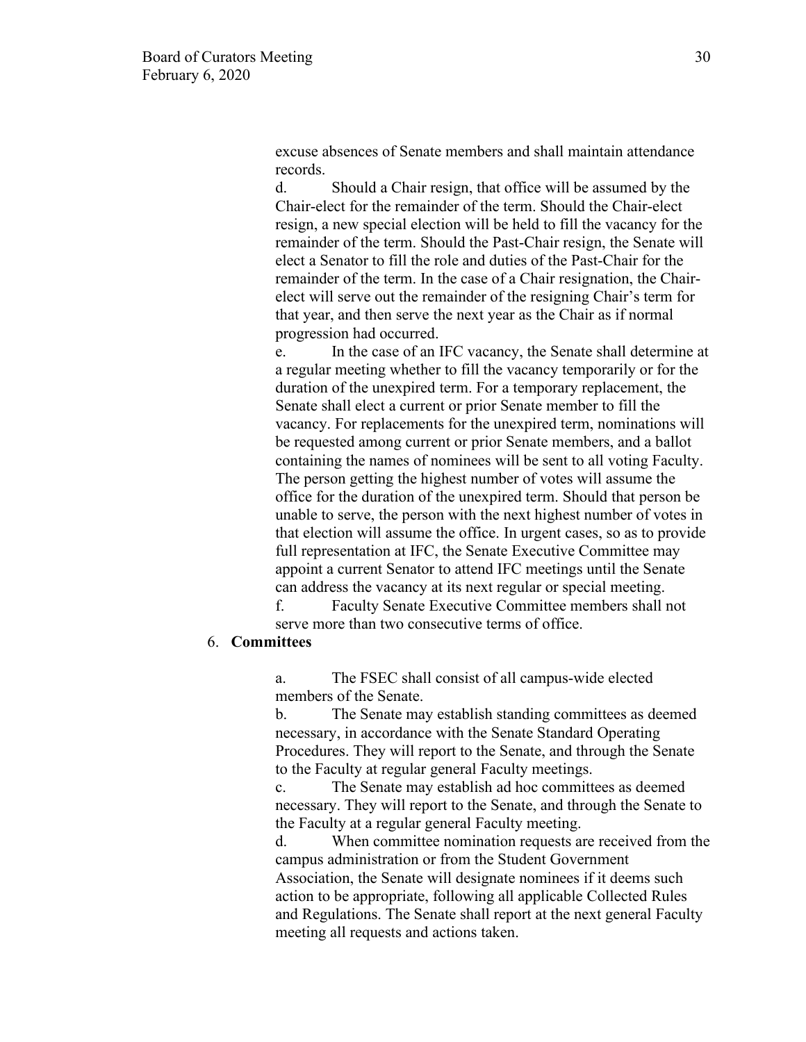excuse absences of Senate members and shall maintain attendance records.

d. Should a Chair resign, that office will be assumed by the Chair-elect for the remainder of the term. Should the Chair-elect resign, a new special election will be held to fill the vacancy for the remainder of the term. Should the Past-Chair resign, the Senate will elect a Senator to fill the role and duties of the Past-Chair for the remainder of the term. In the case of a Chair resignation, the Chair-elect will serve out the remainder of the resigning Chair's term for that year, and then serve the next year as the Chair as if normal progression had occurred.

e. In the case of an IFC vacancy, the Senate shall determine at a regular meeting whether to fill the vacancy temporarily or for the duration of the unexpired term. For a temporary replacement, the Senate shall elect a current or prior Senate member to fill the vacancy. For replacements for the unexpired term, nominations will be requested among current or prior Senate members, and a ballot containing the names of nominees will be sent to all voting Faculty. The person getting the highest number of votes will assume the office for the duration of the unexpired term. Should that person be unable to serve, the person with the next highest number of votes in that election will assume the office. In urgent cases, so as to provide full representation at IFC, the Senate Executive Committee may appoint a current Senator to attend IFC meetings until the Senate can address the vacancy at its next regular or special meeting.

f. Faculty Senate Executive Committee members shall not serve more than two consecutive terms of office.

6. **Committees**

a. The FSEC shall consist of all campus-wide elected members of the Senate.

b. The Senate may establish standing committees as deemed necessary, in accordance with the Senate Standard Operating Procedures. They will report to the Senate, and through the Senate to the Faculty at regular general Faculty meetings.

c. The Senate may establish ad hoc committees as deemed necessary. They will report to the Senate, and through the Senate to the Faculty at a regular general Faculty meeting.

d. When committee nomination requests are received from the campus administration or from the Student Government Association, the Senate will designate nominees if it deems such action to be appropriate, following all applicable Collected Rules and Regulations. The Senate shall report at the next general Faculty meeting all requests and actions taken.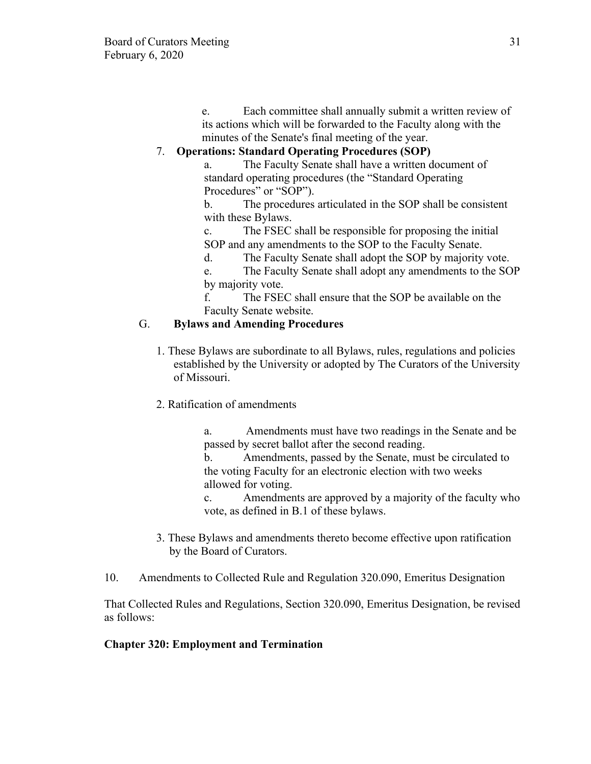e. Each committee shall annually submit a written review of its actions which will be forwarded to the Faculty along with the minutes of the Senate's final meeting of the year.

7. **Operations: Standard Operating Procedures (SOP)**

a. The Faculty Senate shall have a written document of standard operating procedures (the "Standard Operating Procedures" or "SOP").

b. The procedures articulated in the SOP shall be consistent with these Bylaws.

c. The FSEC shall be responsible for proposing the initial SOP and any amendments to the SOP to the Faculty Senate.

d. The Faculty Senate shall adopt the SOP by majority vote.

e. The Faculty Senate shall adopt any amendments to the SOP by majority vote.

f. The FSEC shall ensure that the SOP be available on the Faculty Senate website.

G. **Bylaws and Amending Procedures**

1. These Bylaws are subordinate to all Bylaws, rules, regulations and policies established by the University or adopted by The Curators of the University of Missouri.

2. Ratification of amendments

a. Amendments must have two readings in the Senate and be passed by secret ballot after the second reading.

b. Amendments, passed by the Senate, must be circulated to the voting Faculty for an electronic election with two weeks allowed for voting.

c. Amendments are approved by a majority of the faculty who vote, as defined in B.1 of these bylaws.

3. These Bylaws and amendments thereto become effective upon ratification by the Board of Curators.

10. Amendments to Collected Rule and Regulation 320.090, Emeritus Designation

That Collected Rules and Regulations, Section 320.090, Emeritus Designation, be revised as follows:

**Chapter 320: Employment and Termination**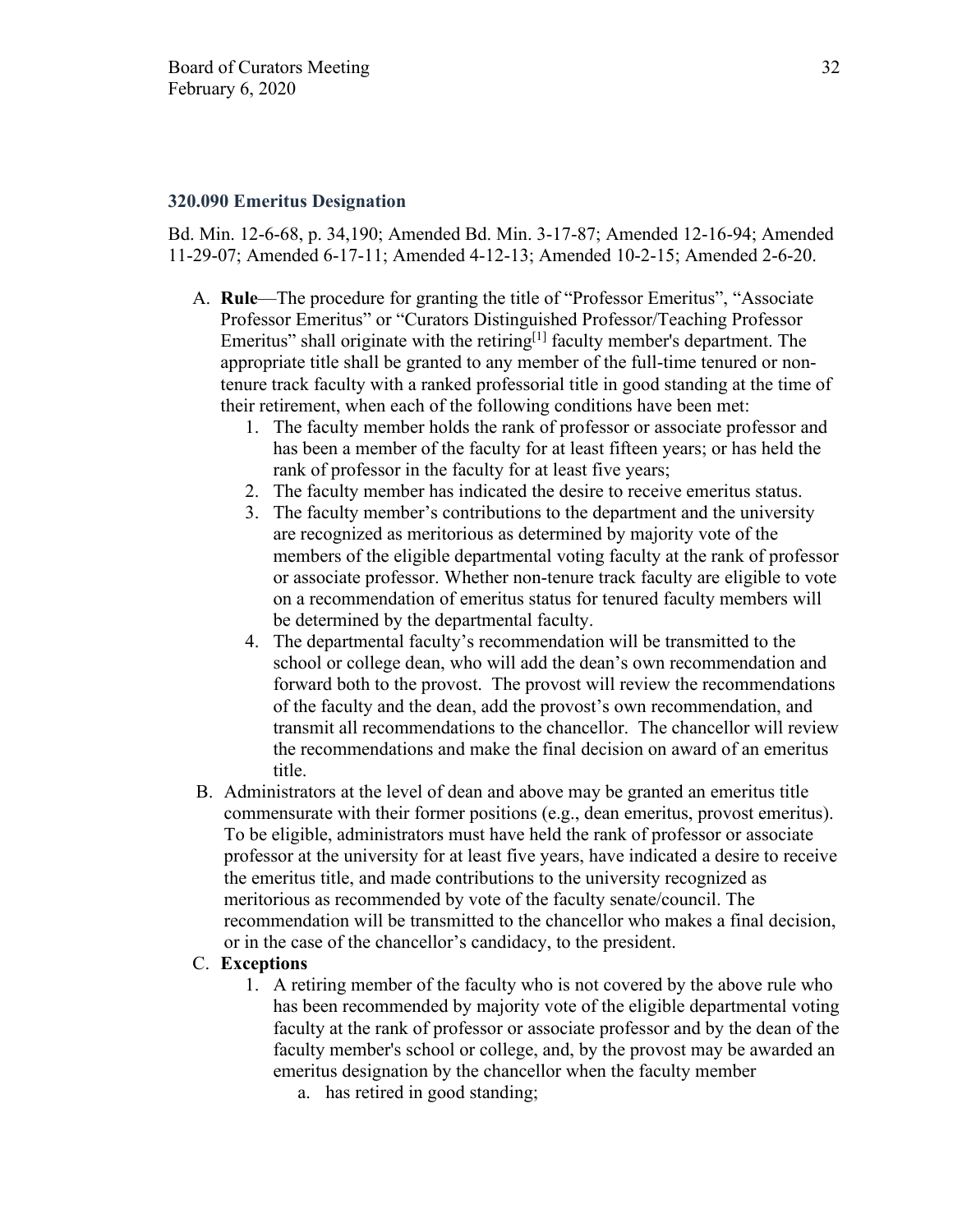### 320.090 Emeritus Designation

Bd. Min. 12-6-68, p. 34,190; Amended Bd. Min. 3-17-87; Amended 12-16-94; Amended 11-29-07; Amended 6-17-11; Amended 4-12-13; Amended 10-2-15; Amended 2-6-20.

A. **Rule**—The procedure for granting the title of "Professor Emeritus", "Associate Professor Emeritus" or "Curators Distinguished Professor/Teaching Professor Emeritus" shall originate with the retiring[1] faculty member's department. The appropriate title shall be granted to any member of the full-time tenured or non-tenure track faculty with a ranked professorial title in good standing at the time of their retirement, when each of the following conditions have been met:
   1. The faculty member holds the rank of professor or associate professor and has been a member of the faculty for at least fifteen years; or has held the rank of professor in the faculty for at least five years;
   2. The faculty member has indicated the desire to receive emeritus status.
   3. The faculty member's contributions to the department and the university are recognized as meritorious as determined by majority vote of the members of the eligible departmental voting faculty at the rank of professor or associate professor. Whether non-tenure track faculty are eligible to vote on a recommendation of emeritus status for tenured faculty members will be determined by the departmental faculty.
   4. The departmental faculty's recommendation will be transmitted to the school or college dean, who will add the dean's own recommendation and forward both to the provost. The provost will review the recommendations of the faculty and the dean, add the provost's own recommendation, and transmit all recommendations to the chancellor. The chancellor will review the recommendations and make the final decision on award of an emeritus title.

B. Administrators at the level of dean and above may be granted an emeritus title commensurate with their former positions (e.g., dean emeritus, provost emeritus). To be eligible, administrators must have held the rank of professor or associate professor at the university for at least five years, have indicated a desire to receive the emeritus title, and made contributions to the university recognized as meritorious as recommended by vote of the faculty senate/council. The recommendation will be transmitted to the chancellor who makes a final decision, or in the case of the chancellor's candidacy, to the president.

C. **Exceptions**
   1. A retiring member of the faculty who is not covered by the above rule who has been recommended by majority vote of the eligible departmental voting faculty at the rank of professor or associate professor and by the dean of the faculty member's school or college, and, by the provost may be awarded an emeritus designation by the chancellor when the faculty member
      a. has retired in good standing;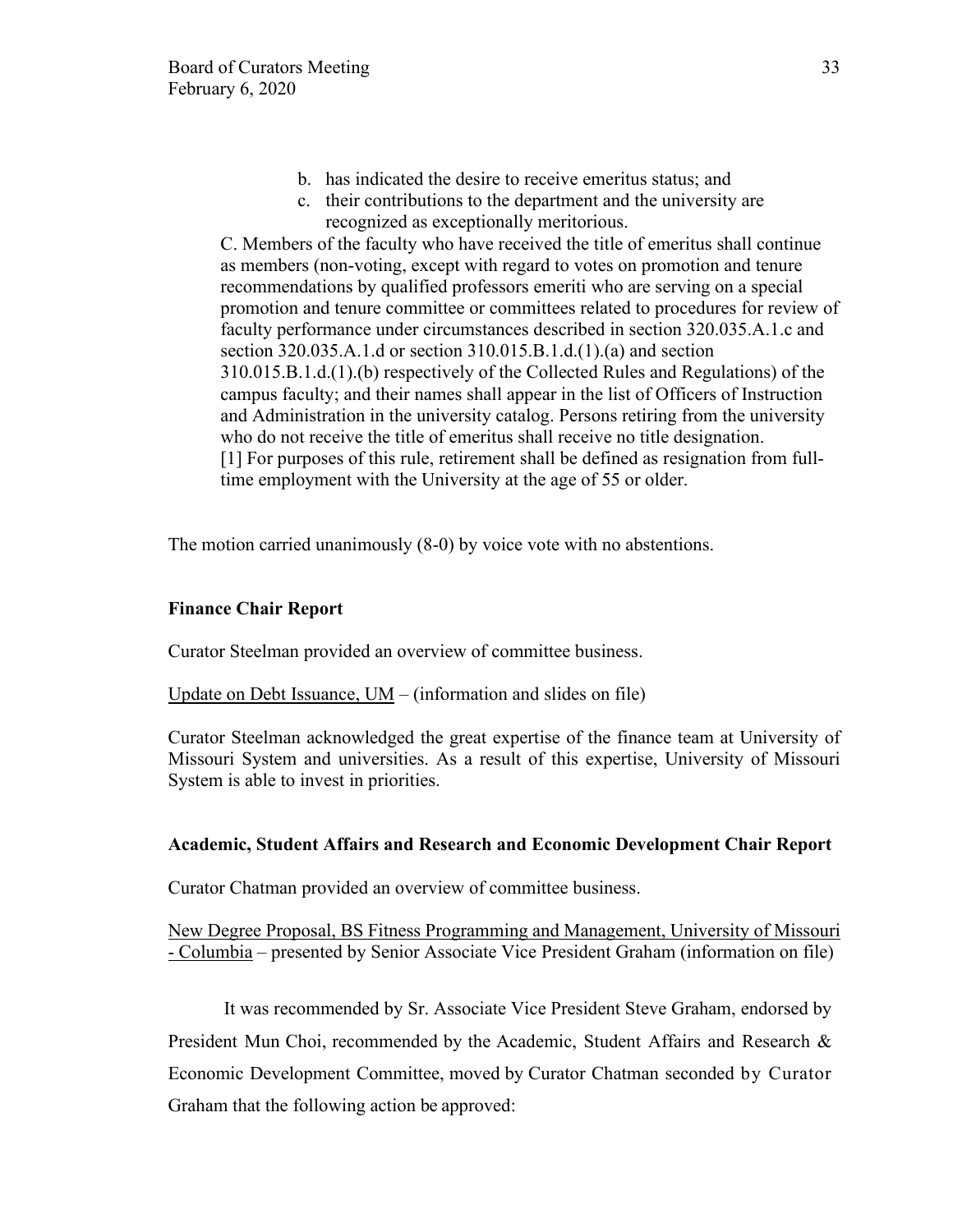b. has indicated the desire to receive emeritus status; and
c. their contributions to the department and the university are recognized as exceptionally meritorious.

C. Members of the faculty who have received the title of emeritus shall continue as members (non-voting, except with regard to votes on promotion and tenure recommendations by qualified professors emeriti who are serving on a special promotion and tenure committee or committees related to procedures for review of faculty performance under circumstances described in section 320.035.A.1.c and section 320.035.A.1.d or section 310.015.B.1.d.(1).(a) and section 310.015.B.1.d.(1).(b) respectively of the Collected Rules and Regulations) of the campus faculty; and their names shall appear in the list of Officers of Instruction and Administration in the university catalog. Persons retiring from the university who do not receive the title of emeritus shall receive no title designation.

[1] For purposes of this rule, retirement shall be defined as resignation from full-time employment with the University at the age of 55 or older.

The motion carried unanimously (8-0) by voice vote with no abstentions.

**Finance Chair Report**

Curator Steelman provided an overview of committee business.

Update on Debt Issuance, UM – (information and slides on file)

Curator Steelman acknowledged the great expertise of the finance team at University of Missouri System and universities. As a result of this expertise, University of Missouri System is able to invest in priorities.

**Academic, Student Affairs and Research and Economic Development Chair Report**

Curator Chatman provided an overview of committee business.

New Degree Proposal, BS Fitness Programming and Management, University of Missouri - Columbia – presented by Senior Associate Vice President Graham (information on file)

It was recommended by Sr. Associate Vice President Steve Graham, endorsed by President Mun Choi, recommended by the Academic, Student Affairs and Research & Economic Development Committee, moved by Curator Chatman seconded by Curator Graham that the following action be approved: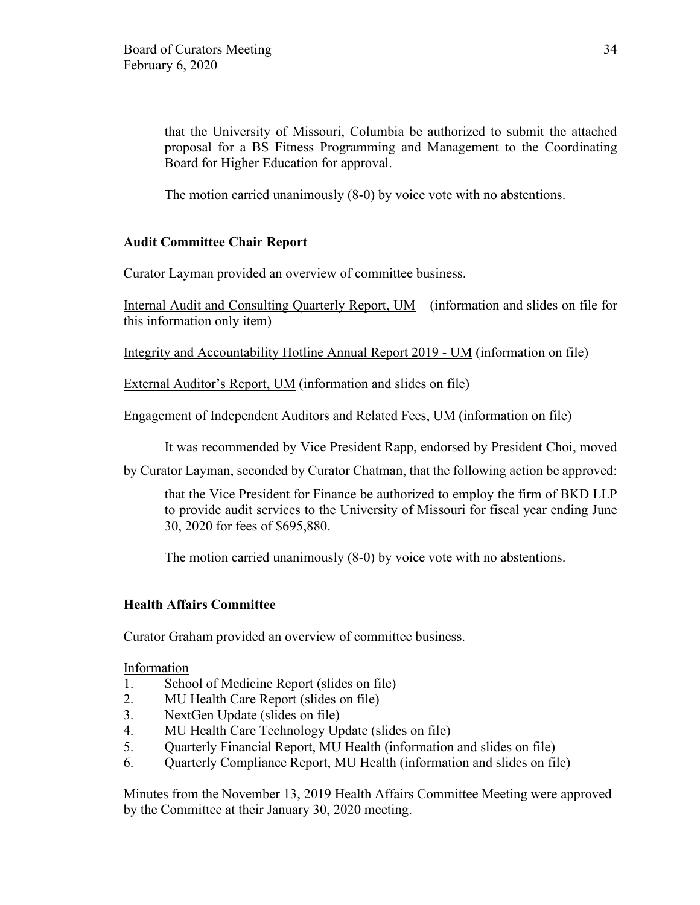that the University of Missouri, Columbia be authorized to submit the attached proposal for a BS Fitness Programming and Management to the Coordinating Board for Higher Education for approval.

The motion carried unanimously (8-0) by voice vote with no abstentions.

**Audit Committee Chair Report**

Curator Layman provided an overview of committee business.

Internal Audit and Consulting Quarterly Report, UM – (information and slides on file for this information only item)

Integrity and Accountability Hotline Annual Report 2019 - UM (information on file)

External Auditor's Report, UM (information and slides on file)

Engagement of Independent Auditors and Related Fees, UM (information on file)

It was recommended by Vice President Rapp, endorsed by President Choi, moved by Curator Layman, seconded by Curator Chatman, that the following action be approved:

that the Vice President for Finance be authorized to employ the firm of BKD LLP to provide audit services to the University of Missouri for fiscal year ending June 30, 2020 for fees of $695,880.

The motion carried unanimously (8-0) by voice vote with no abstentions.

**Health Affairs Committee**

Curator Graham provided an overview of committee business.

Information

1. School of Medicine Report (slides on file)
2. MU Health Care Report (slides on file)
3. NextGen Update (slides on file)
4. MU Health Care Technology Update (slides on file)
5. Quarterly Financial Report, MU Health (information and slides on file)
6. Quarterly Compliance Report, MU Health (information and slides on file)

Minutes from the November 13, 2019 Health Affairs Committee Meeting were approved by the Committee at their January 30, 2020 meeting.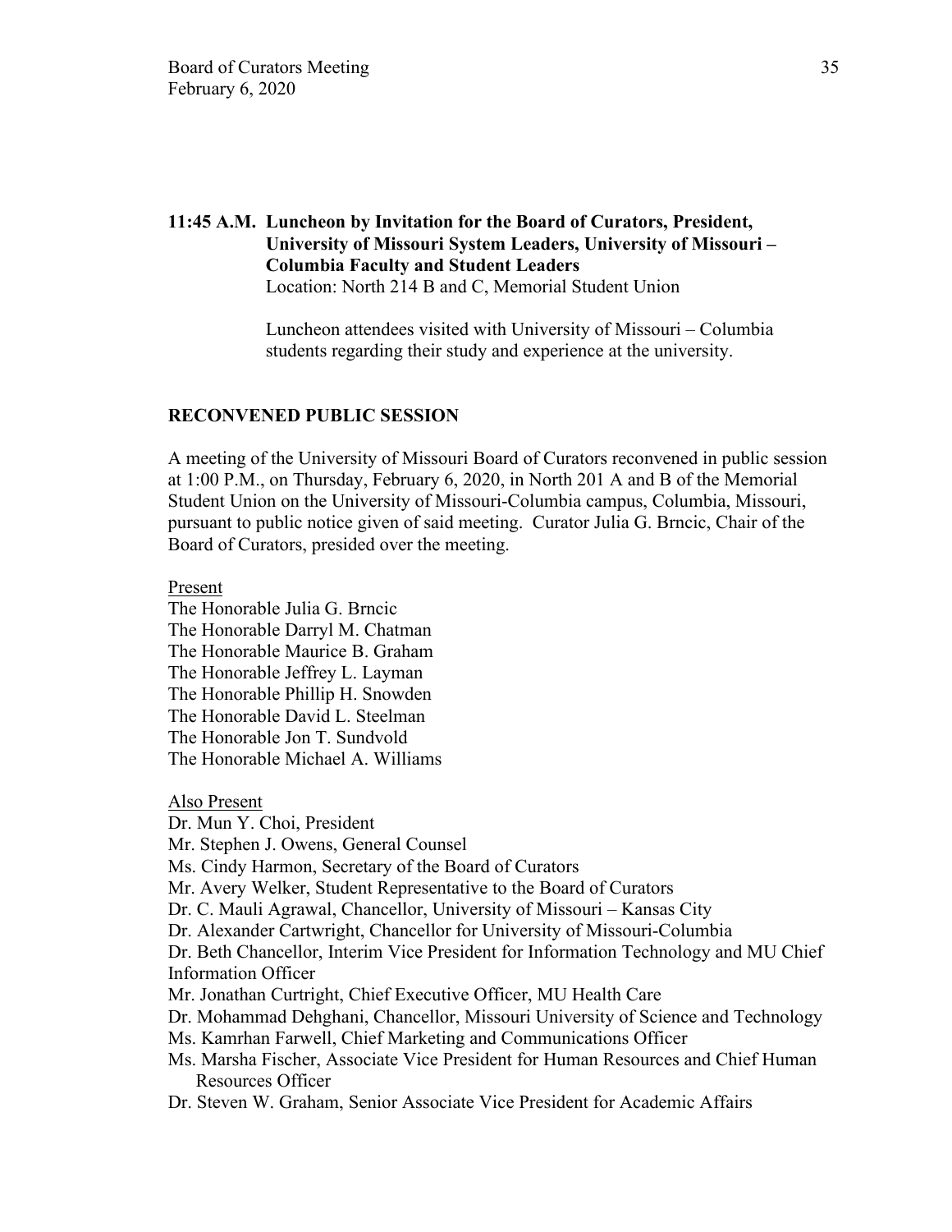**11:45 A.M. Luncheon by Invitation for the Board of Curators, President, University of Missouri System Leaders, University of Missouri – Columbia Faculty and Student Leaders**
Location: North 214 B and C, Memorial Student Union

Luncheon attendees visited with University of Missouri – Columbia students regarding their study and experience at the university.

**RECONVENED PUBLIC SESSION**

A meeting of the University of Missouri Board of Curators reconvened in public session at 1:00 P.M., on Thursday, February 6, 2020, in North 201 A and B of the Memorial Student Union on the University of Missouri-Columbia campus, Columbia, Missouri, pursuant to public notice given of said meeting. Curator Julia G. Brncic, Chair of the Board of Curators, presided over the meeting.

<u>Present</u>
The Honorable Julia G. Brncic
The Honorable Darryl M. Chatman
The Honorable Maurice B. Graham
The Honorable Jeffrey L. Layman
The Honorable Phillip H. Snowden
The Honorable David L. Steelman
The Honorable Jon T. Sundvold
The Honorable Michael A. Williams

<u>Also Present</u>
Dr. Mun Y. Choi, President
Mr. Stephen J. Owens, General Counsel
Ms. Cindy Harmon, Secretary of the Board of Curators
Mr. Avery Welker, Student Representative to the Board of Curators
Dr. C. Mauli Agrawal, Chancellor, University of Missouri – Kansas City
Dr. Alexander Cartwright, Chancellor for University of Missouri-Columbia
Dr. Beth Chancellor, Interim Vice President for Information Technology and MU Chief Information Officer
Mr. Jonathan Curtright, Chief Executive Officer, MU Health Care
Dr. Mohammad Dehghani, Chancellor, Missouri University of Science and Technology
Ms. Kamrhan Farwell, Chief Marketing and Communications Officer
Ms. Marsha Fischer, Associate Vice President for Human Resources and Chief Human Resources Officer
Dr. Steven W. Graham, Senior Associate Vice President for Academic Affairs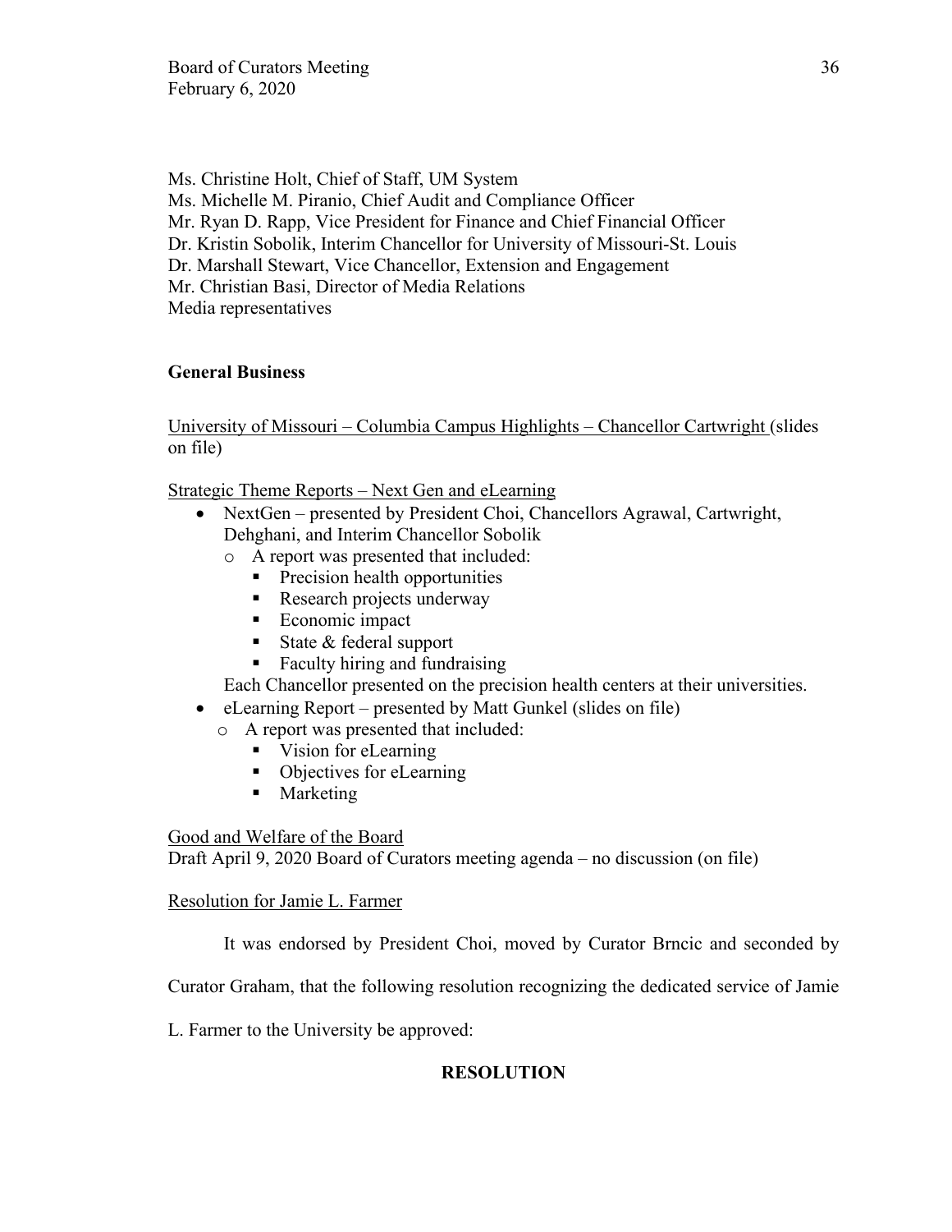Ms. Christine Holt, Chief of Staff, UM System
Ms. Michelle M. Piranio, Chief Audit and Compliance Officer
Mr. Ryan D. Rapp, Vice President for Finance and Chief Financial Officer
Dr. Kristin Sobolik, Interim Chancellor for University of Missouri-St. Louis
Dr. Marshall Stewart, Vice Chancellor, Extension and Engagement
Mr. Christian Basi, Director of Media Relations
Media representatives

**General Business**

University of Missouri – Columbia Campus Highlights – Chancellor Cartwright (slides on file)

Strategic Theme Reports – Next Gen and eLearning

- NextGen – presented by President Choi, Chancellors Agrawal, Cartwright, Dehghani, and Interim Chancellor Sobolik
  - A report was presented that included:
    - Precision health opportunities
    - Research projects underway
    - Economic impact
    - State & federal support
    - Faculty hiring and fundraising

  Each Chancellor presented on the precision health centers at their universities.
- eLearning Report – presented by Matt Gunkel (slides on file)
  - A report was presented that included:
    - Vision for eLearning
    - Objectives for eLearning
    - Marketing

Good and Welfare of the Board
Draft April 9, 2020 Board of Curators meeting agenda – no discussion (on file)

Resolution for Jamie L. Farmer

It was endorsed by President Choi, moved by Curator Brncic and seconded by Curator Graham, that the following resolution recognizing the dedicated service of Jamie L. Farmer to the University be approved:

**RESOLUTION**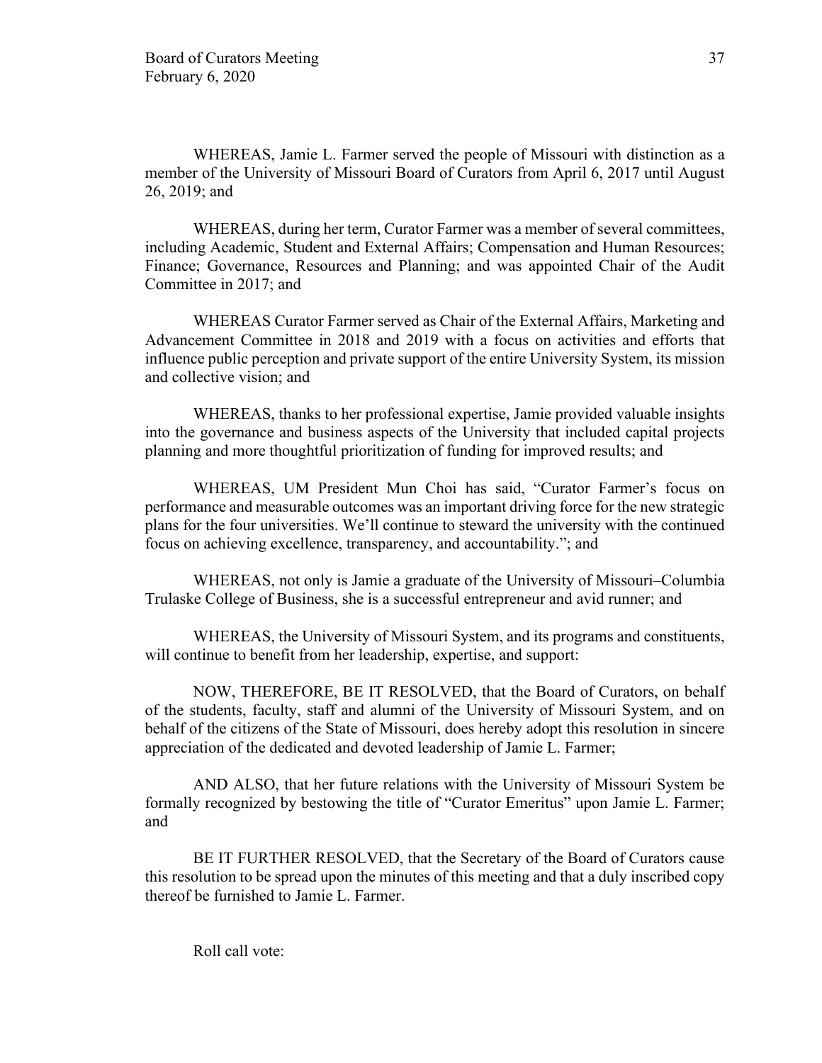WHEREAS, Jamie L. Farmer served the people of Missouri with distinction as a member of the University of Missouri Board of Curators from April 6, 2017 until August 26, 2019; and

WHEREAS, during her term, Curator Farmer was a member of several committees, including Academic, Student and External Affairs; Compensation and Human Resources; Finance; Governance, Resources and Planning; and was appointed Chair of the Audit Committee in 2017; and

WHEREAS Curator Farmer served as Chair of the External Affairs, Marketing and Advancement Committee in 2018 and 2019 with a focus on activities and efforts that influence public perception and private support of the entire University System, its mission and collective vision; and

WHEREAS, thanks to her professional expertise, Jamie provided valuable insights into the governance and business aspects of the University that included capital projects planning and more thoughtful prioritization of funding for improved results; and

WHEREAS, UM President Mun Choi has said, "Curator Farmer's focus on performance and measurable outcomes was an important driving force for the new strategic plans for the four universities. We'll continue to steward the university with the continued focus on achieving excellence, transparency, and accountability."; and

WHEREAS, not only is Jamie a graduate of the University of Missouri–Columbia Trulaske College of Business, she is a successful entrepreneur and avid runner; and

WHEREAS, the University of Missouri System, and its programs and constituents, will continue to benefit from her leadership, expertise, and support:

NOW, THEREFORE, BE IT RESOLVED, that the Board of Curators, on behalf of the students, faculty, staff and alumni of the University of Missouri System, and on behalf of the citizens of the State of Missouri, does hereby adopt this resolution in sincere appreciation of the dedicated and devoted leadership of Jamie L. Farmer;

AND ALSO, that her future relations with the University of Missouri System be formally recognized by bestowing the title of "Curator Emeritus" upon Jamie L. Farmer; and

BE IT FURTHER RESOLVED, that the Secretary of the Board of Curators cause this resolution to be spread upon the minutes of this meeting and that a duly inscribed copy thereof be furnished to Jamie L. Farmer.

Roll call vote: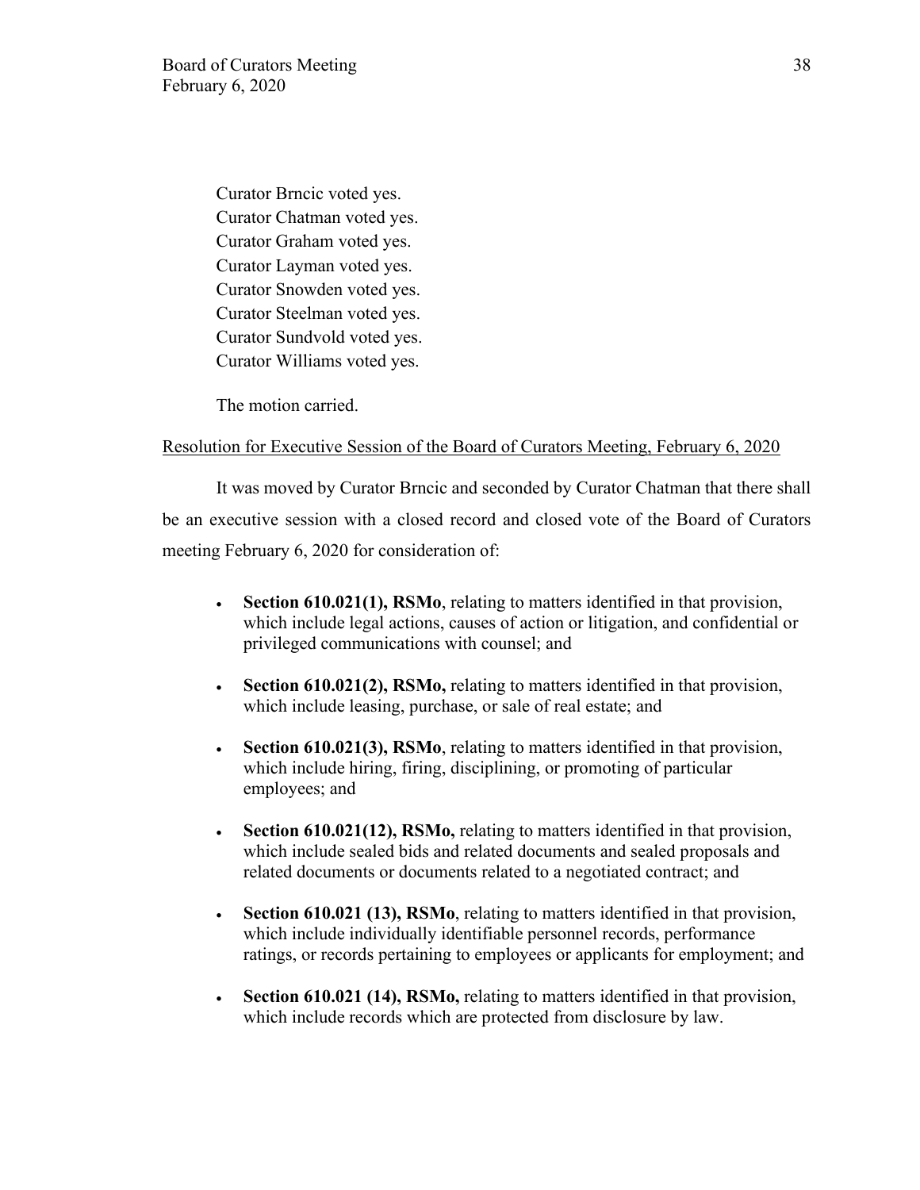Curator Brncic voted yes.
Curator Chatman voted yes.
Curator Graham voted yes.
Curator Layman voted yes.
Curator Snowden voted yes.
Curator Steelman voted yes.
Curator Sundvold voted yes.
Curator Williams voted yes.

The motion carried.

Resolution for Executive Session of the Board of Curators Meeting, February 6, 2020

It was moved by Curator Brncic and seconded by Curator Chatman that there shall be an executive session with a closed record and closed vote of the Board of Curators meeting February 6, 2020 for consideration of:

- **Section 610.021(1), RSMo**, relating to matters identified in that provision, which include legal actions, causes of action or litigation, and confidential or privileged communications with counsel; and

- **Section 610.021(2), RSMo,** relating to matters identified in that provision, which include leasing, purchase, or sale of real estate; and

- **Section 610.021(3), RSMo**, relating to matters identified in that provision, which include hiring, firing, disciplining, or promoting of particular employees; and

- **Section 610.021(12), RSMo,** relating to matters identified in that provision, which include sealed bids and related documents and sealed proposals and related documents or documents related to a negotiated contract; and

- **Section 610.021 (13), RSMo**, relating to matters identified in that provision, which include individually identifiable personnel records, performance ratings, or records pertaining to employees or applicants for employment; and

- **Section 610.021 (14), RSMo,** relating to matters identified in that provision, which include records which are protected from disclosure by law.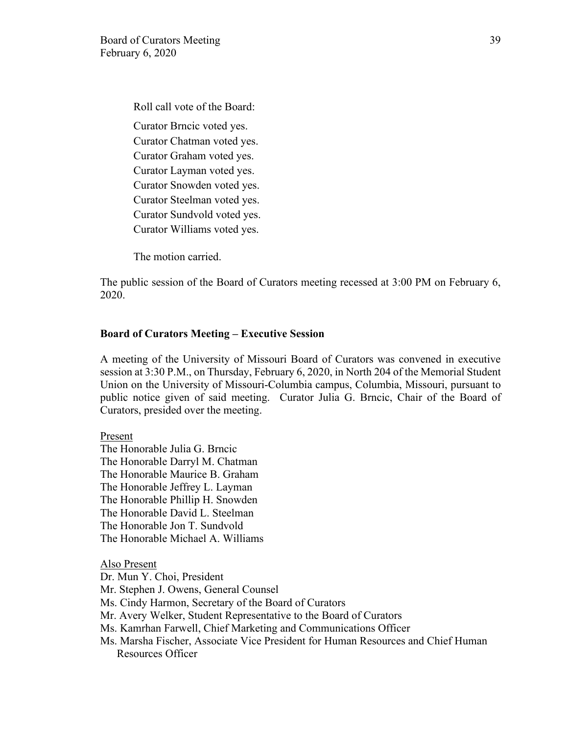Roll call vote of the Board:

Curator Brncic voted yes.
Curator Chatman voted yes.
Curator Graham voted yes.
Curator Layman voted yes.
Curator Snowden voted yes.
Curator Steelman voted yes.
Curator Sundvold voted yes.
Curator Williams voted yes.

The motion carried.

The public session of the Board of Curators meeting recessed at 3:00 PM on February 6, 2020.

**Board of Curators Meeting – Executive Session**

A meeting of the University of Missouri Board of Curators was convened in executive session at 3:30 P.M., on Thursday, February 6, 2020, in North 204 of the Memorial Student Union on the University of Missouri-Columbia campus, Columbia, Missouri, pursuant to public notice given of said meeting. Curator Julia G. Brncic, Chair of the Board of Curators, presided over the meeting.

Present

The Honorable Julia G. Brncic
The Honorable Darryl M. Chatman
The Honorable Maurice B. Graham
The Honorable Jeffrey L. Layman
The Honorable Phillip H. Snowden
The Honorable David L. Steelman
The Honorable Jon T. Sundvold
The Honorable Michael A. Williams

Also Present

Dr. Mun Y. Choi, President
Mr. Stephen J. Owens, General Counsel
Ms. Cindy Harmon, Secretary of the Board of Curators
Mr. Avery Welker, Student Representative to the Board of Curators
Ms. Kamrhan Farwell, Chief Marketing and Communications Officer
Ms. Marsha Fischer, Associate Vice President for Human Resources and Chief Human Resources Officer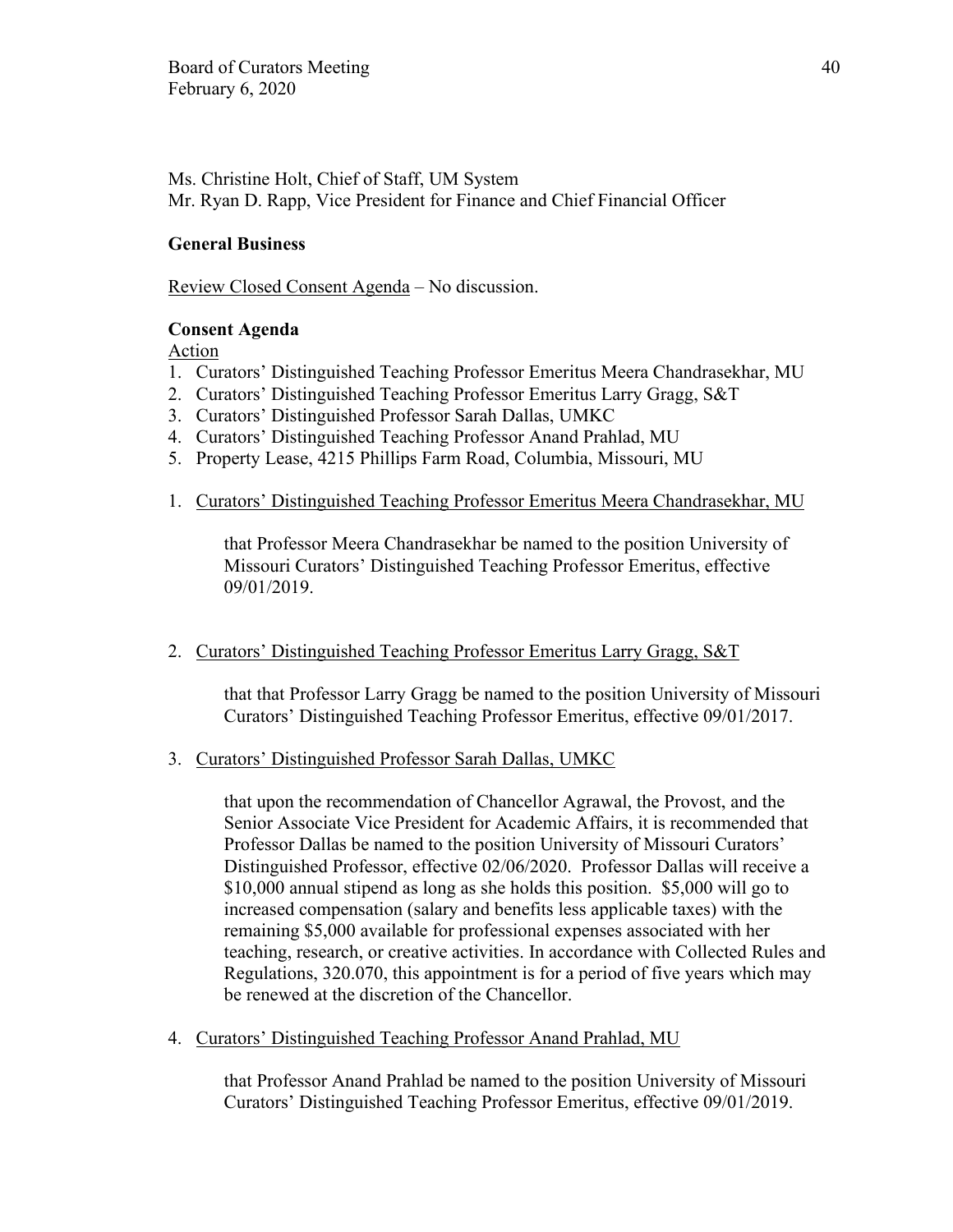Ms. Christine Holt, Chief of Staff, UM System
Mr. Ryan D. Rapp, Vice President for Finance and Chief Financial Officer

**General Business**

Review Closed Consent Agenda – No discussion.

**Consent Agenda**

Action

1. Curators' Distinguished Teaching Professor Emeritus Meera Chandrasekhar, MU
2. Curators' Distinguished Teaching Professor Emeritus Larry Gragg, S&T
3. Curators' Distinguished Professor Sarah Dallas, UMKC
4. Curators' Distinguished Teaching Professor Anand Prahlad, MU
5. Property Lease, 4215 Phillips Farm Road, Columbia, Missouri, MU

1. Curators' Distinguished Teaching Professor Emeritus Meera Chandrasekhar, MU

   that Professor Meera Chandrasekhar be named to the position University of Missouri Curators' Distinguished Teaching Professor Emeritus, effective 09/01/2019.

2. Curators' Distinguished Teaching Professor Emeritus Larry Gragg, S&T

   that that Professor Larry Gragg be named to the position University of Missouri Curators' Distinguished Teaching Professor Emeritus, effective 09/01/2017.

3. Curators' Distinguished Professor Sarah Dallas, UMKC

   that upon the recommendation of Chancellor Agrawal, the Provost, and the Senior Associate Vice President for Academic Affairs, it is recommended that Professor Dallas be named to the position University of Missouri Curators' Distinguished Professor, effective 02/06/2020. Professor Dallas will receive a $10,000 annual stipend as long as she holds this position. $5,000 will go to increased compensation (salary and benefits less applicable taxes) with the remaining $5,000 available for professional expenses associated with her teaching, research, or creative activities. In accordance with Collected Rules and Regulations, 320.070, this appointment is for a period of five years which may be renewed at the discretion of the Chancellor.

4. Curators' Distinguished Teaching Professor Anand Prahlad, MU

   that Professor Anand Prahlad be named to the position University of Missouri Curators' Distinguished Teaching Professor Emeritus, effective 09/01/2019.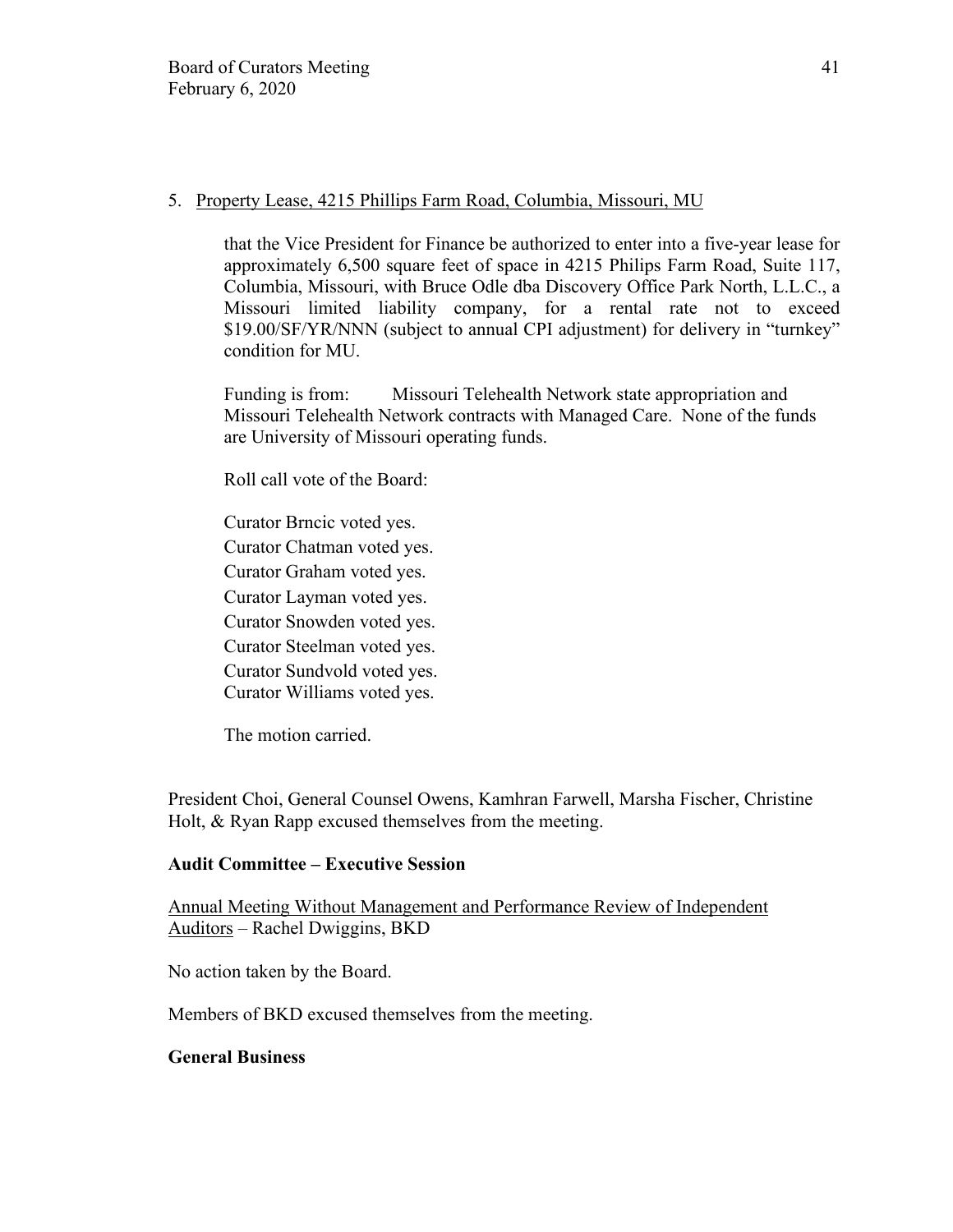5. Property Lease, 4215 Phillips Farm Road, Columbia, Missouri, MU

   that the Vice President for Finance be authorized to enter into a five-year lease for approximately 6,500 square feet of space in 4215 Philips Farm Road, Suite 117, Columbia, Missouri, with Bruce Odle dba Discovery Office Park North, L.L.C., a Missouri limited liability company, for a rental rate not to exceed $19.00/SF/YR/NNN (subject to annual CPI adjustment) for delivery in "turnkey" condition for MU.

   Funding is from: Missouri Telehealth Network state appropriation and Missouri Telehealth Network contracts with Managed Care. None of the funds are University of Missouri operating funds.

   Roll call vote of the Board:

   Curator Brncic voted yes.
   Curator Chatman voted yes.
   Curator Graham voted yes.
   Curator Layman voted yes.
   Curator Snowden voted yes.
   Curator Steelman voted yes.
   Curator Sundvold voted yes.
   Curator Williams voted yes.

   The motion carried.

President Choi, General Counsel Owens, Kamhran Farwell, Marsha Fischer, Christine Holt, & Ryan Rapp excused themselves from the meeting.

**Audit Committee – Executive Session**

Annual Meeting Without Management and Performance Review of Independent Auditors – Rachel Dwiggins, BKD

No action taken by the Board.

Members of BKD excused themselves from the meeting.

**General Business**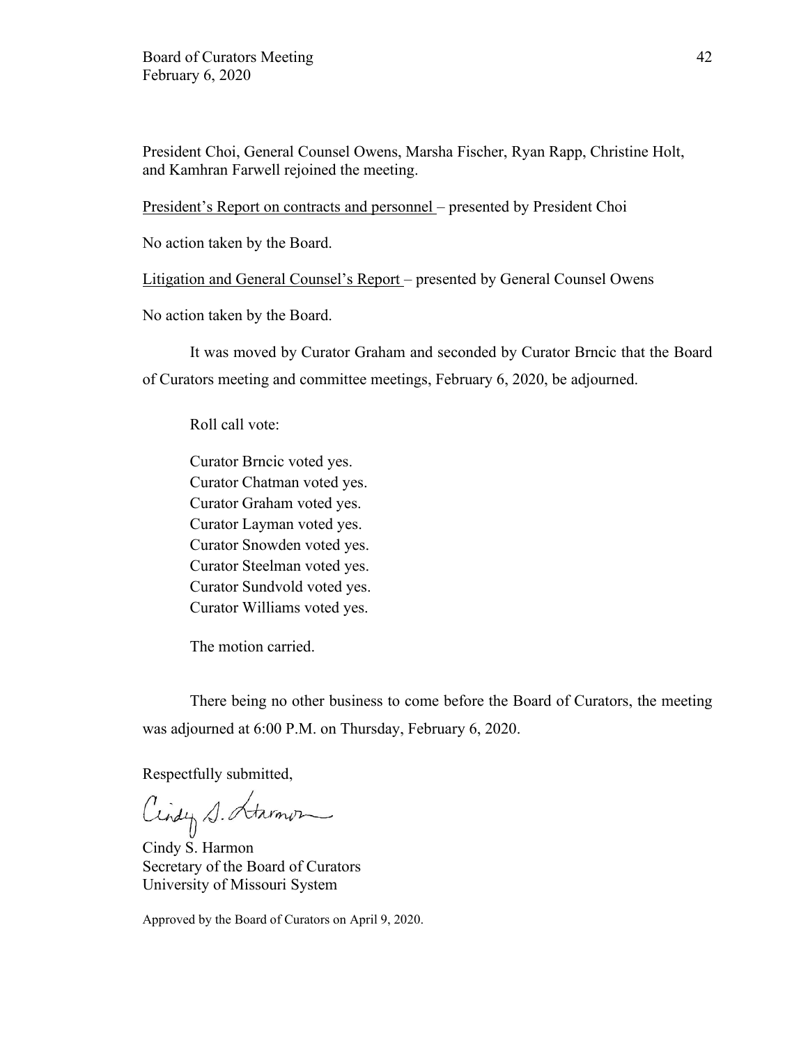President Choi, General Counsel Owens, Marsha Fischer, Ryan Rapp, Christine Holt, and Kamhran Farwell rejoined the meeting.

<u>President's Report on contracts and personnel</u> – presented by President Choi

No action taken by the Board.

<u>Litigation and General Counsel's Report</u> – presented by General Counsel Owens

No action taken by the Board.

It was moved by Curator Graham and seconded by Curator Brncic that the Board of Curators meeting and committee meetings, February 6, 2020, be adjourned.

Roll call vote:

Curator Brncic voted yes.
Curator Chatman voted yes.
Curator Graham voted yes.
Curator Layman voted yes.
Curator Snowden voted yes.
Curator Steelman voted yes.
Curator Sundvold voted yes.
Curator Williams voted yes.

The motion carried.

There being no other business to come before the Board of Curators, the meeting was adjourned at 6:00 P.M. on Thursday, February 6, 2020.

Respectfully submitted,

Cindy S. Harmon
Secretary of the Board of Curators
University of Missouri System

Approved by the Board of Curators on April 9, 2020.